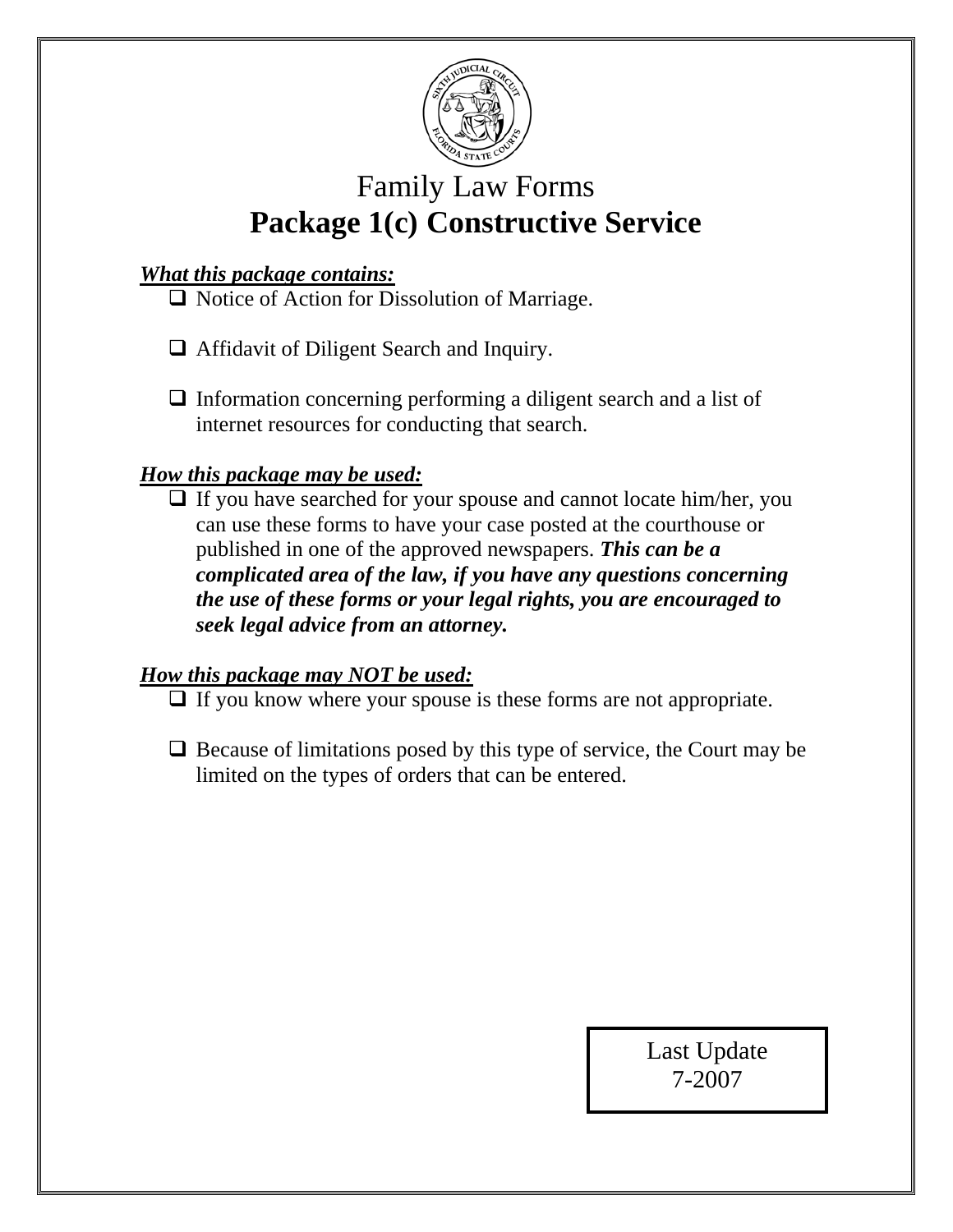# Family Law Forms

# Package 1(c) Constructive Service

***<u>What this package contains:</u>***

- ☐ Notice of Action for Dissolution of Marriage.
- ☐ Affidavit of Diligent Search and Inquiry.
- ☐ Information concerning performing a diligent search and a list of internet resources for conducting that search.

***<u>How this package may be used:</u>***

- ☐ If you have searched for your spouse and cannot locate him/her, you can use these forms to have your case posted at the courthouse or published in one of the approved newspapers. ***This can be a complicated area of the law, if you have any questions concerning the use of these forms or your legal rights, you are encouraged to seek legal advice from an attorney.***

***<u>How this package may NOT be used:</u>***

- ☐ If you know where your spouse is these forms are not appropriate.
- ☐ Because of limitations posed by this type of service, the Court may be limited on the types of orders that can be entered.

Last Update
7-2007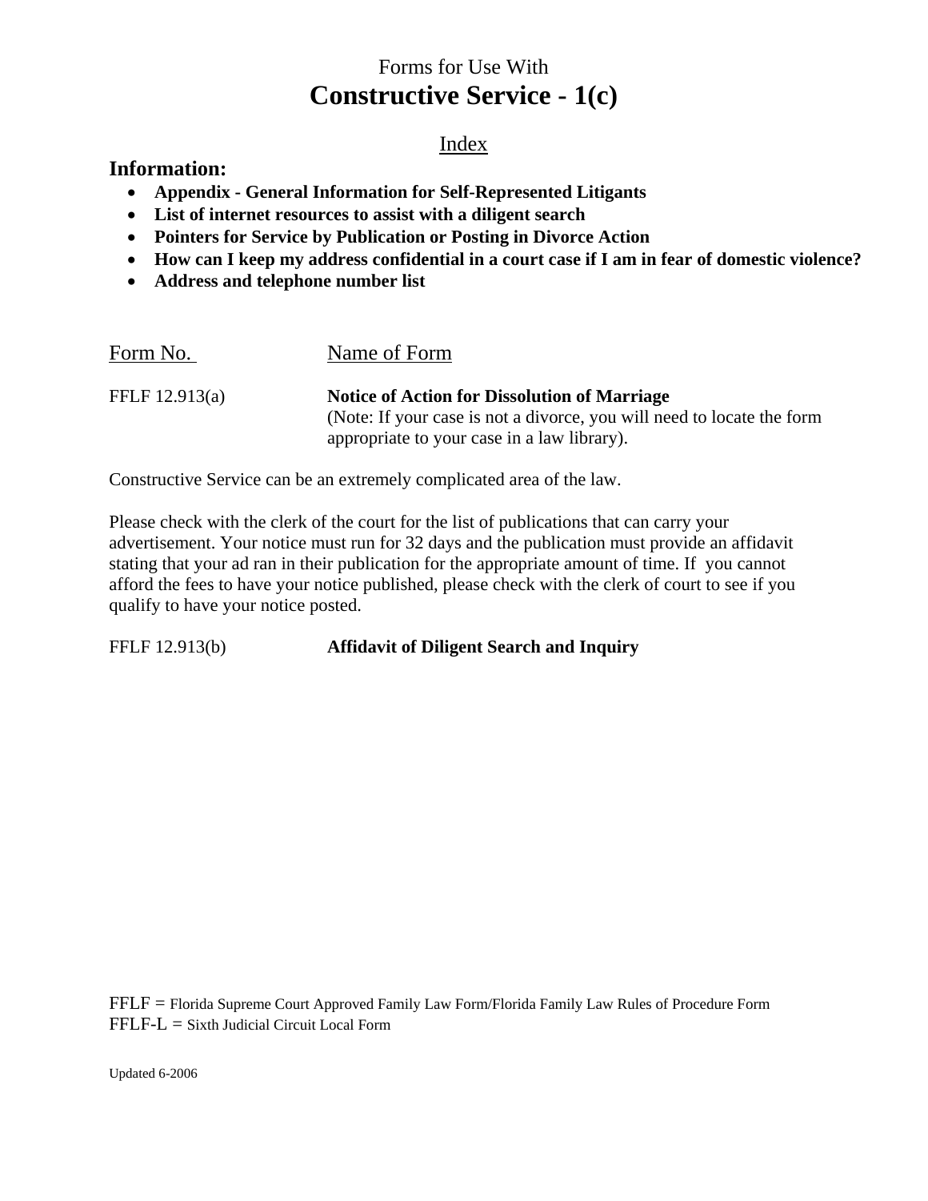Forms for Use With

# Constructive Service - 1(c)

Index

## Information:

- **Appendix - General Information for Self-Represented Litigants**
- **List of internet resources to assist with a diligent search**
- **Pointers for Service by Publication or Posting in Divorce Action**
- **How can I keep my address confidential in a court case if I am in fear of domestic violence?**
- **Address and telephone number list**

| Form No. | Name of Form |
| --- | --- |
| FFLF 12.913(a) | **Notice of Action for Dissolution of Marriage** (Note: If your case is not a divorce, you will need to locate the form appropriate to your case in a law library). |

Constructive Service can be an extremely complicated area of the law.

Please check with the clerk of the court for the list of publications that can carry your advertisement. Your notice must run for 32 days and the publication must provide an affidavit stating that your ad ran in their publication for the appropriate amount of time. If you cannot afford the fees to have your notice published, please check with the clerk of court to see if you qualify to have your notice posted.

| | |
| --- | --- |
| FFLF 12.913(b) | **Affidavit of Diligent Search and Inquiry** |

FFLF = Florida Supreme Court Approved Family Law Form/Florida Family Law Rules of Procedure Form
FFLF-L = Sixth Judicial Circuit Local Form

Updated 6-2006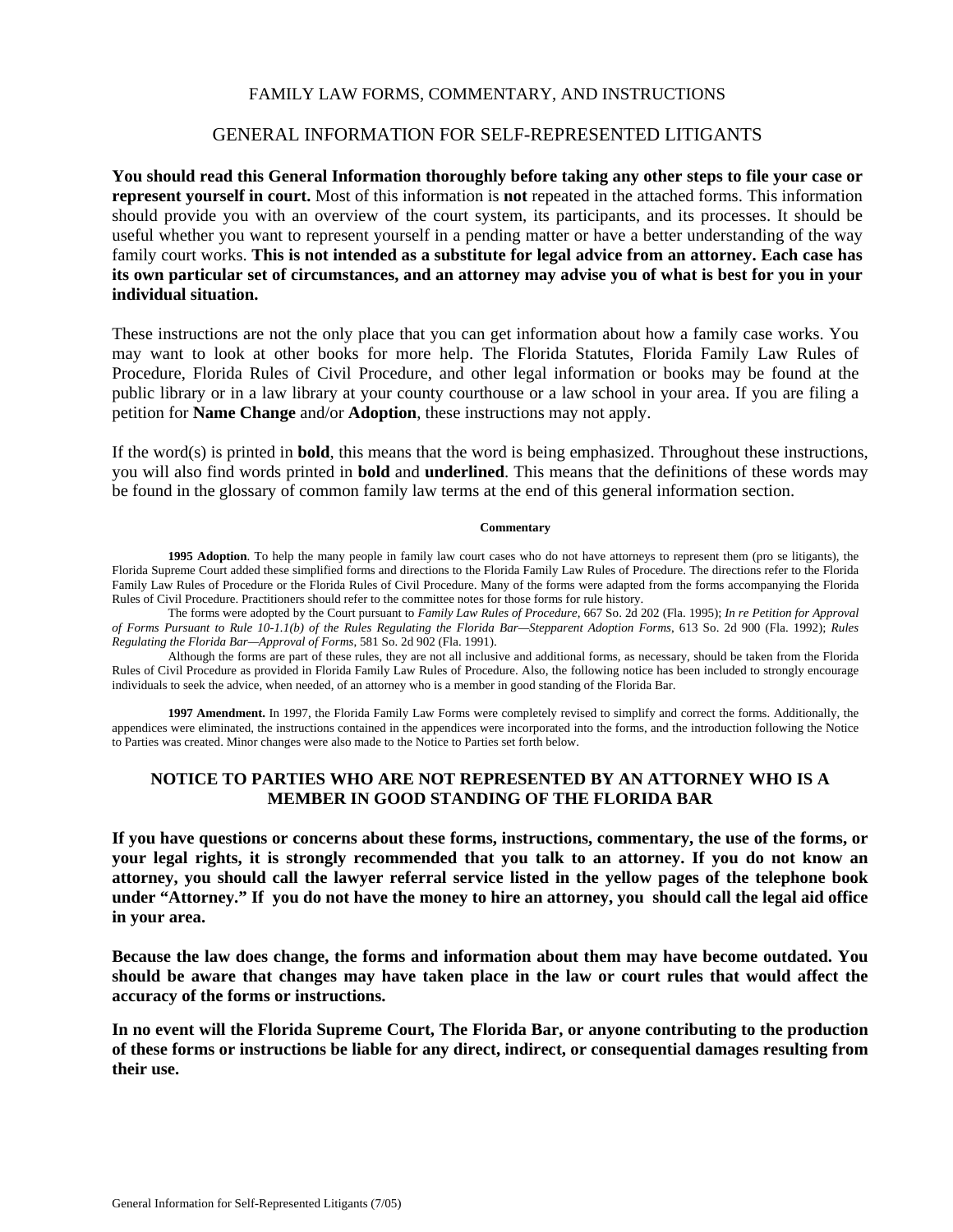FAMILY LAW FORMS, COMMENTARY, AND INSTRUCTIONS

# GENERAL INFORMATION FOR SELF-REPRESENTED LITIGANTS

**You should read this General Information thoroughly before taking any other steps to file your case or represent yourself in court.** Most of this information is **not** repeated in the attached forms. This information should provide you with an overview of the court system, its participants, and its processes. It should be useful whether you want to represent yourself in a pending matter or have a better understanding of the way family court works. **This is not intended as a substitute for legal advice from an attorney. Each case has its own particular set of circumstances, and an attorney may advise you of what is best for you in your individual situation.**

These instructions are not the only place that you can get information about how a family case works. You may want to look at other books for more help. The Florida Statutes, Florida Family Law Rules of Procedure, Florida Rules of Civil Procedure, and other legal information or books may be found at the public library or in a law library at your county courthouse or a law school in your area. If you are filing a petition for **Name Change** and/or **Adoption**, these instructions may not apply.

If the word(s) is printed in **bold**, this means that the word is being emphasized. Throughout these instructions, you will also find words printed in **bold** and **underlined**. This means that the definitions of these words may be found in the glossary of common family law terms at the end of this general information section.

**Commentary**

**1995 Adoption**. To help the many people in family law court cases who do not have attorneys to represent them (pro se litigants), the Florida Supreme Court added these simplified forms and directions to the Florida Family Law Rules of Procedure. The directions refer to the Florida Family Law Rules of Procedure or the Florida Rules of Civil Procedure. Many of the forms were adapted from the forms accompanying the Florida Rules of Civil Procedure. Practitioners should refer to the committee notes for those forms for rule history.

The forms were adopted by the Court pursuant to *Family Law Rules of Procedure,* 667 So. 2d 202 (Fla. 1995); *In re Petition for Approval of Forms Pursuant to Rule 10-1.1(b) of the Rules Regulating the Florida Bar—Stepparent Adoption Forms*, 613 So. 2d 900 (Fla. 1992); *Rules Regulating the Florida Bar—Approval of Forms,* 581 So. 2d 902 (Fla. 1991).

Although the forms are part of these rules, they are not all inclusive and additional forms, as necessary, should be taken from the Florida Rules of Civil Procedure as provided in Florida Family Law Rules of Procedure. Also, the following notice has been included to strongly encourage individuals to seek the advice, when needed, of an attorney who is a member in good standing of the Florida Bar.

**1997 Amendment.** In 1997, the Florida Family Law Forms were completely revised to simplify and correct the forms. Additionally, the appendices were eliminated, the instructions contained in the appendices were incorporated into the forms, and the introduction following the Notice to Parties was created. Minor changes were also made to the Notice to Parties set forth below.

## NOTICE TO PARTIES WHO ARE NOT REPRESENTED BY AN ATTORNEY WHO IS A MEMBER IN GOOD STANDING OF THE FLORIDA BAR

**If you have questions or concerns about these forms, instructions, commentary, the use of the forms, or your legal rights, it is strongly recommended that you talk to an attorney. If you do not know an attorney, you should call the lawyer referral service listed in the yellow pages of the telephone book under "Attorney." If you do not have the money to hire an attorney, you should call the legal aid office in your area.**

**Because the law does change, the forms and information about them may have become outdated. You should be aware that changes may have taken place in the law or court rules that would affect the accuracy of the forms or instructions.**

**In no event will the Florida Supreme Court, The Florida Bar, or anyone contributing to the production of these forms or instructions be liable for any direct, indirect, or consequential damages resulting from their use.**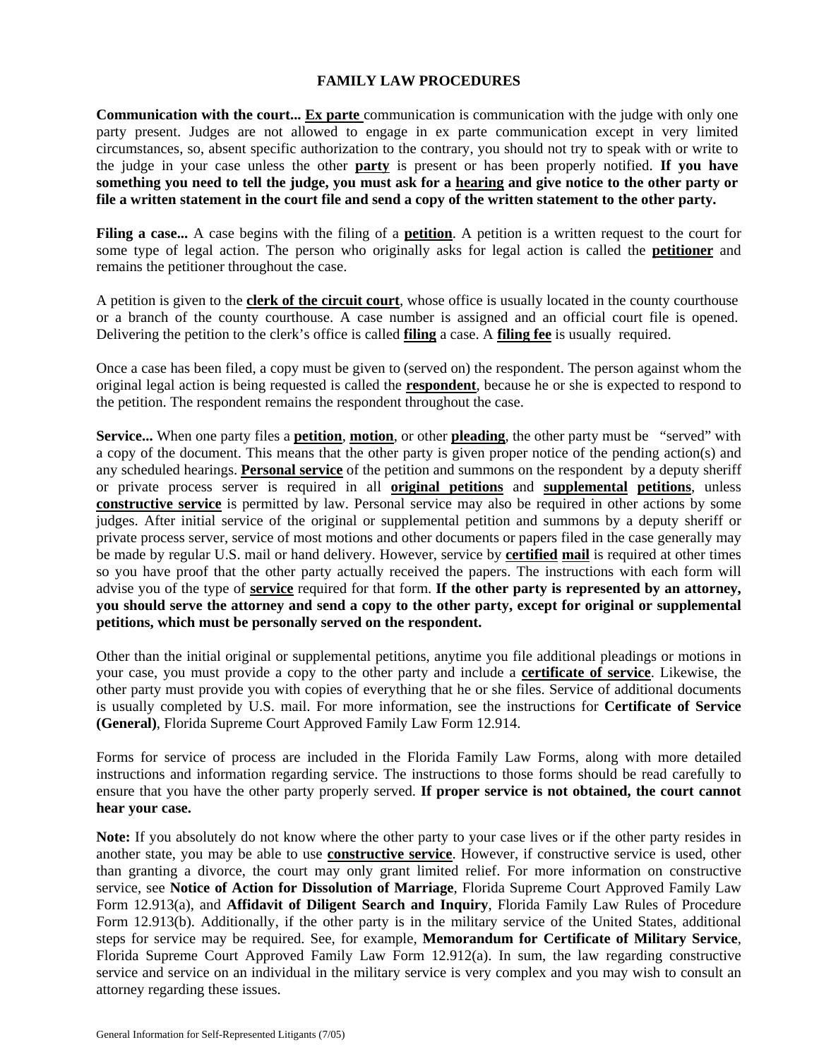# FAMILY LAW PROCEDURES

**Communication with the court...** **Ex parte** communication is communication with the judge with only one party present. Judges are not allowed to engage in ex parte communication except in very limited circumstances, so, absent specific authorization to the contrary, you should not try to speak with or write to the judge in your case unless the other **party** is present or has been properly notified. **If you have something you need to tell the judge, you must ask for a hearing and give notice to the other party or file a written statement in the court file and send a copy of the written statement to the other party.**

**Filing a case...** A case begins with the filing of a **petition**. A petition is a written request to the court for some type of legal action. The person who originally asks for legal action is called the **petitioner** and remains the petitioner throughout the case.

A petition is given to the **clerk of the circuit court**, whose office is usually located in the county courthouse or a branch of the county courthouse. A case number is assigned and an official court file is opened. Delivering the petition to the clerk's office is called **filing** a case. A **filing fee** is usually required.

Once a case has been filed, a copy must be given to (served on) the respondent. The person against whom the original legal action is being requested is called the **respondent**, because he or she is expected to respond to the petition. The respondent remains the respondent throughout the case.

**Service...** When one party files a **petition**, **motion**, or other **pleading**, the other party must be "served" with a copy of the document. This means that the other party is given proper notice of the pending action(s) and any scheduled hearings. **Personal service** of the petition and summons on the respondent by a deputy sheriff or private process server is required in all **original petitions** and **supplemental petitions**, unless **constructive service** is permitted by law. Personal service may also be required in other actions by some judges. After initial service of the original or supplemental petition and summons by a deputy sheriff or private process server, service of most motions and other documents or papers filed in the case generally may be made by regular U.S. mail or hand delivery. However, service by **certified mail** is required at other times so you have proof that the other party actually received the papers. The instructions with each form will advise you of the type of **service** required for that form. **If the other party is represented by an attorney, you should serve the attorney and send a copy to the other party, except for original or supplemental petitions, which must be personally served on the respondent.**

Other than the initial original or supplemental petitions, anytime you file additional pleadings or motions in your case, you must provide a copy to the other party and include a **certificate of service**. Likewise, the other party must provide you with copies of everything that he or she files. Service of additional documents is usually completed by U.S. mail. For more information, see the instructions for **Certificate of Service (General)**, Florida Supreme Court Approved Family Law Form 12.914.

Forms for service of process are included in the Florida Family Law Forms, along with more detailed instructions and information regarding service. The instructions to those forms should be read carefully to ensure that you have the other party properly served. **If proper service is not obtained, the court cannot hear your case.**

**Note:** If you absolutely do not know where the other party to your case lives or if the other party resides in another state, you may be able to use **constructive service**. However, if constructive service is used, other than granting a divorce, the court may only grant limited relief. For more information on constructive service, see **Notice of Action for Dissolution of Marriage**, Florida Supreme Court Approved Family Law Form 12.913(a), and **Affidavit of Diligent Search and Inquiry**, Florida Family Law Rules of Procedure Form 12.913(b). Additionally, if the other party is in the military service of the United States, additional steps for service may be required. See, for example, **Memorandum for Certificate of Military Service**, Florida Supreme Court Approved Family Law Form 12.912(a). In sum, the law regarding constructive service and service on an individual in the military service is very complex and you may wish to consult an attorney regarding these issues.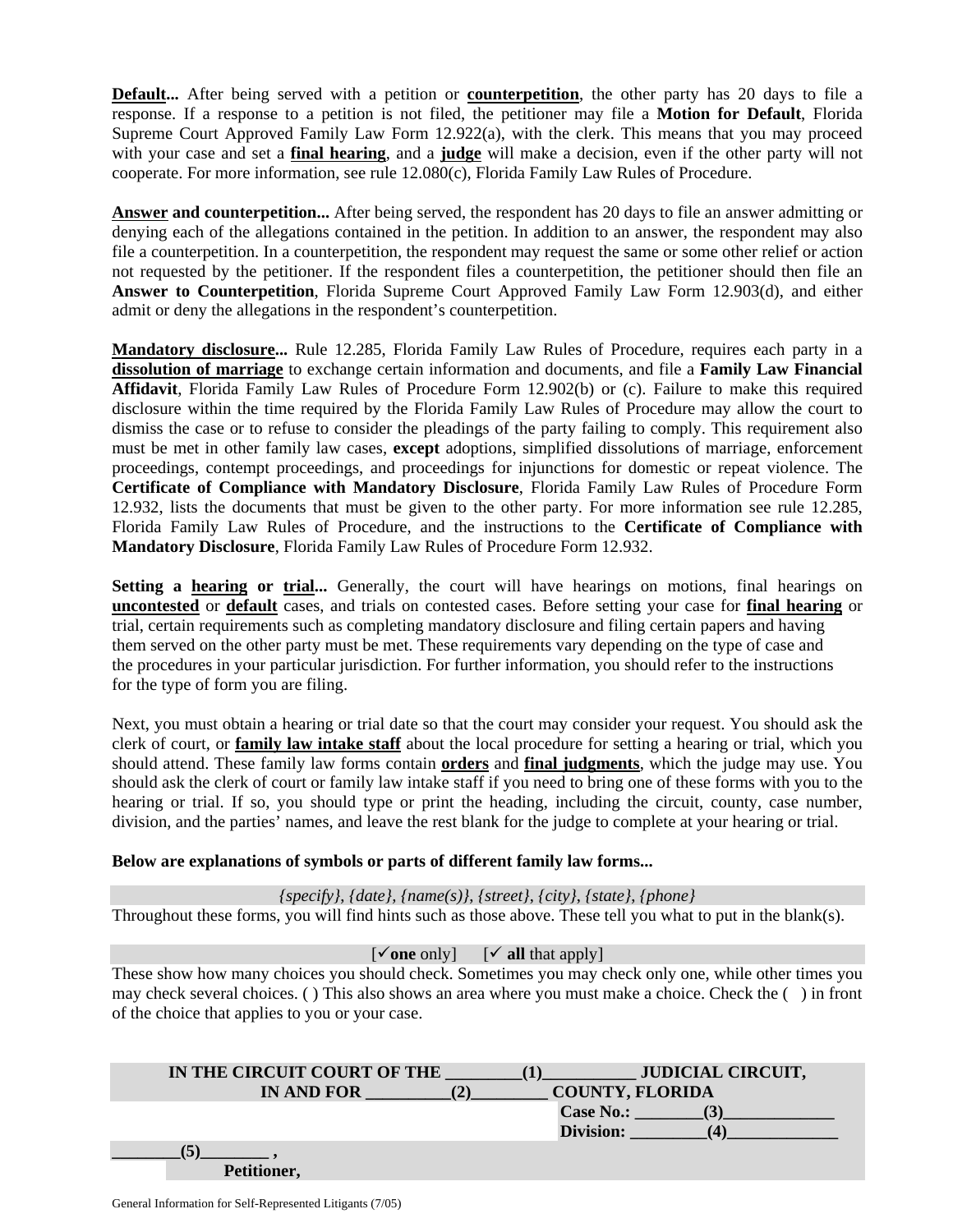**Default...** After being served with a petition or **counterpetition**, the other party has 20 days to file a response. If a response to a petition is not filed, the petitioner may file a **Motion for Default**, Florida Supreme Court Approved Family Law Form 12.922(a), with the clerk. This means that you may proceed with your case and set a **final hearing**, and a **judge** will make a decision, even if the other party will not cooperate. For more information, see rule 12.080(c), Florida Family Law Rules of Procedure.

**Answer and counterpetition...** After being served, the respondent has 20 days to file an answer admitting or denying each of the allegations contained in the petition. In addition to an answer, the respondent may also file a counterpetition. In a counterpetition, the respondent may request the same or some other relief or action not requested by the petitioner. If the respondent files a counterpetition, the petitioner should then file an **Answer to Counterpetition**, Florida Supreme Court Approved Family Law Form 12.903(d), and either admit or deny the allegations in the respondent's counterpetition.

**Mandatory disclosure...** Rule 12.285, Florida Family Law Rules of Procedure, requires each party in a **dissolution of marriage** to exchange certain information and documents, and file a **Family Law Financial Affidavit**, Florida Family Law Rules of Procedure Form 12.902(b) or (c). Failure to make this required disclosure within the time required by the Florida Family Law Rules of Procedure may allow the court to dismiss the case or to refuse to consider the pleadings of the party failing to comply. This requirement also must be met in other family law cases, **except** adoptions, simplified dissolutions of marriage, enforcement proceedings, contempt proceedings, and proceedings for injunctions for domestic or repeat violence. The **Certificate of Compliance with Mandatory Disclosure**, Florida Family Law Rules of Procedure Form 12.932, lists the documents that must be given to the other party. For more information see rule 12.285, Florida Family Law Rules of Procedure, and the instructions to the **Certificate of Compliance with Mandatory Disclosure**, Florida Family Law Rules of Procedure Form 12.932.

**Setting a hearing or trial...** Generally, the court will have hearings on motions, final hearings on **uncontested** or **default** cases, and trials on contested cases. Before setting your case for **final hearing** or trial, certain requirements such as completing mandatory disclosure and filing certain papers and having them served on the other party must be met. These requirements vary depending on the type of case and the procedures in your particular jurisdiction. For further information, you should refer to the instructions for the type of form you are filing.

Next, you must obtain a hearing or trial date so that the court may consider your request. You should ask the clerk of court, or **family law intake staff** about the local procedure for setting a hearing or trial, which you should attend. These family law forms contain **orders** and **final judgments**, which the judge may use. You should ask the clerk of court or family law intake staff if you need to bring one of these forms with you to the hearing or trial. If so, you should type or print the heading, including the circuit, county, case number, division, and the parties' names, and leave the rest blank for the judge to complete at your hearing or trial.

**Below are explanations of symbols or parts of different family law forms...**

*{specify}, {date}, {name(s)}, {street}, {city}, {state}, {phone}*

Throughout these forms, you will find hints such as those above. These tell you what to put in the blank(s).

[✓**one** only] [✓ **all** that apply]

These show how many choices you should check. Sometimes you may check only one, while other times you may check several choices. ( ) This also shows an area where you must make a choice. Check the ( ) in front of the choice that applies to you or your case.

**IN THE CIRCUIT COURT OF THE _________(1)___________ JUDICIAL CIRCUIT,**
**IN AND FOR __________(2)_________ COUNTY, FLORIDA**

**Case No.: ________(3)_____________**
**Division: _________(4)_____________**

**________(5)________ ,**
**Petitioner,**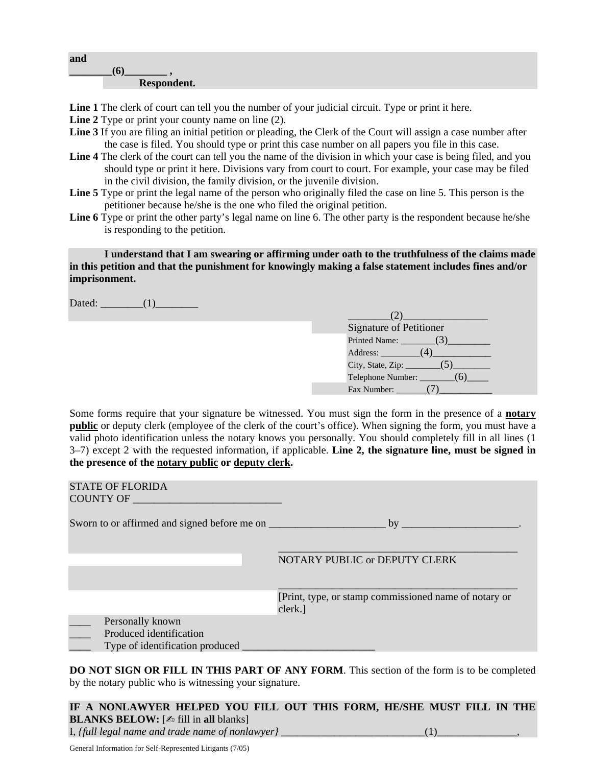**and**
**________(6)________ ,**
**Respondent.**

**Line 1** The clerk of court can tell you the number of your judicial circuit. Type or print it here.
**Line 2** Type or print your county name on line (2).
**Line 3** If you are filing an initial petition or pleading, the Clerk of the Court will assign a case number after the case is filed. You should type or print this case number on all papers you file in this case.
**Line 4** The clerk of the court can tell you the name of the division in which your case is being filed, and you should type or print it here. Divisions vary from court to court. For example, your case may be filed in the civil division, the family division, or the juvenile division.
**Line 5** Type or print the legal name of the person who originally filed the case on line 5. This person is the petitioner because he/she is the one who filed the original petition.
**Line 6** Type or print the other party's legal name on line 6. The other party is the respondent because he/she is responding to the petition.

**I understand that I am swearing or affirming under oath to the truthfulness of the claims made in this petition and that the punishment for knowingly making a false statement includes fines and/or imprisonment.**

Dated: ________(1)________

________(2)________________
Signature of Petitioner
Printed Name: _______(3)_________
Address: ________(4)____________
City, State, Zip: _______(5)________
Telephone Number: _______(6)____
Fax Number: ______(7)___________

Some forms require that your signature be witnessed. You must sign the form in the presence of a **notary public** or deputy clerk (employee of the clerk of the court's office). When signing the form, you must have a valid photo identification unless the notary knows you personally. You should completely fill in all lines (1 3–7) except 2 with the requested information, if applicable. **Line 2, the signature line, must be signed in the presence of the notary public or deputy clerk.**

STATE OF FLORIDA
COUNTY OF ____________________________

Sworn to or affirmed and signed before me on ______________________ by ______________________.

____________________________________________
NOTARY PUBLIC or DEPUTY CLERK

____________________________________________
[Print, type, or stamp commissioned name of notary or clerk.]

____ Personally known
____ Produced identification
____ Type of identification produced _________________________

**DO NOT SIGN OR FILL IN THIS PART OF ANY FORM**. This section of the form is to be completed by the notary public who is witnessing your signature.

**IF A NONLAWYER HELPED YOU FILL OUT THIS FORM, HE/SHE MUST FILL IN THE BLANKS BELOW:** [✍ fill in **all** blanks]
I, *{full legal name and trade name of nonlawyer}* ___________________________(1)_______________,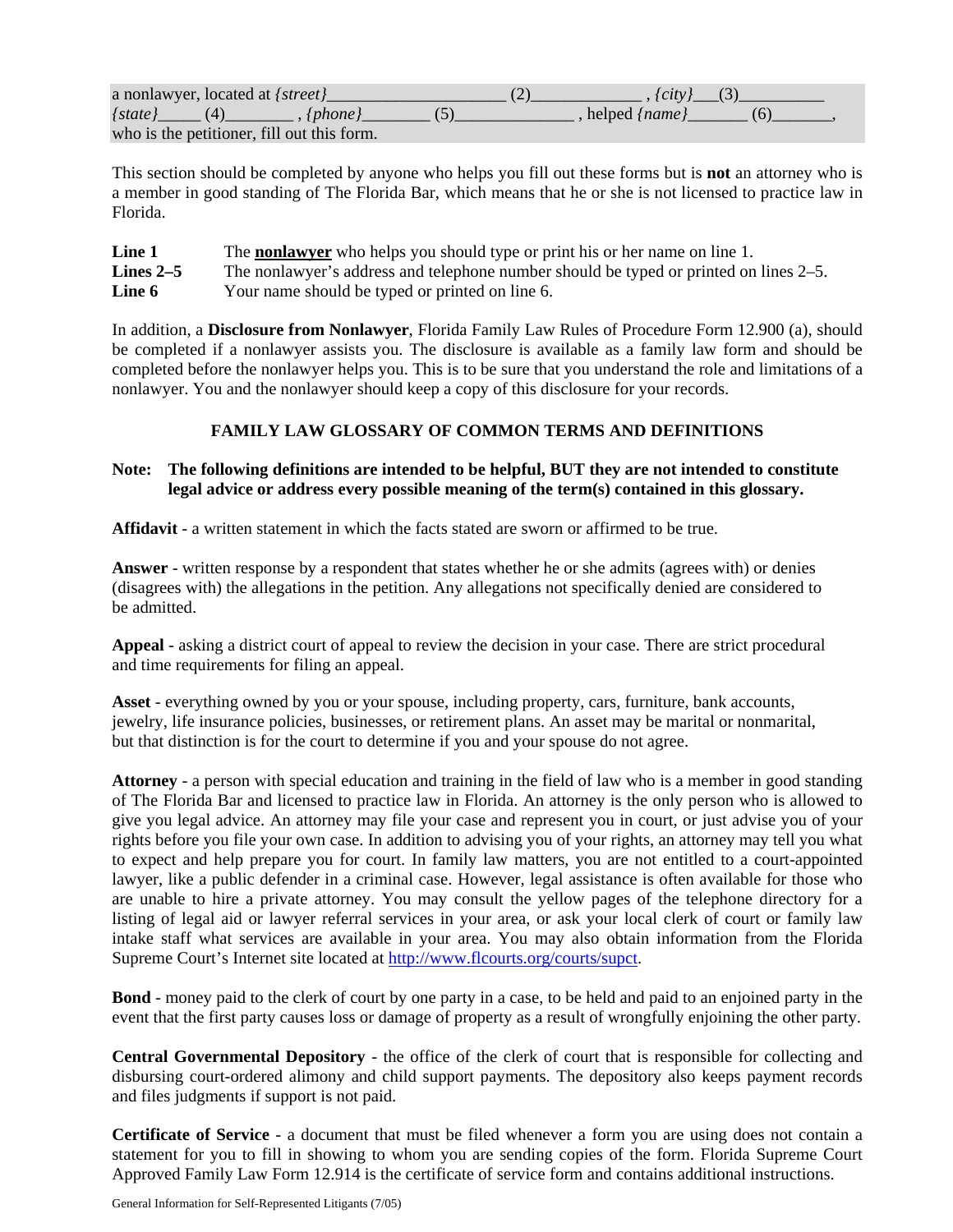a nonlawyer, located at *{street}*_____________________ (2)_____________ , *{city}*___(3)__________ *{state}*_____ (4)________ , *{phone}*________ (5)______________ , helped *{name}*_______ (6)_______, who is the petitioner, fill out this form.

This section should be completed by anyone who helps you fill out these forms but is **not** an attorney who is a member in good standing of The Florida Bar, which means that he or she is not licensed to practice law in Florida.

| | |
|---|---|
| **Line 1** | The **nonlawyer** who helps you should type or print his or her name on line 1. |
| **Lines 2–5** | The nonlawyer's address and telephone number should be typed or printed on lines 2–5. |
| **Line 6** | Your name should be typed or printed on line 6. |

In addition, a **Disclosure from Nonlawyer**, Florida Family Law Rules of Procedure Form 12.900 (a), should be completed if a nonlawyer assists you. The disclosure is available as a family law form and should be completed before the nonlawyer helps you. This is to be sure that you understand the role and limitations of a nonlawyer. You and the nonlawyer should keep a copy of this disclosure for your records.

## FAMILY LAW GLOSSARY OF COMMON TERMS AND DEFINITIONS

**Note: The following definitions are intended to be helpful, BUT they are not intended to constitute legal advice or address every possible meaning of the term(s) contained in this glossary.**

**Affidavit** - a written statement in which the facts stated are sworn or affirmed to be true.

**Answer** - written response by a respondent that states whether he or she admits (agrees with) or denies (disagrees with) the allegations in the petition. Any allegations not specifically denied are considered to be admitted.

**Appeal** - asking a district court of appeal to review the decision in your case. There are strict procedural and time requirements for filing an appeal.

**Asset** - everything owned by you or your spouse, including property, cars, furniture, bank accounts, jewelry, life insurance policies, businesses, or retirement plans. An asset may be marital or nonmarital, but that distinction is for the court to determine if you and your spouse do not agree.

**Attorney** - a person with special education and training in the field of law who is a member in good standing of The Florida Bar and licensed to practice law in Florida. An attorney is the only person who is allowed to give you legal advice. An attorney may file your case and represent you in court, or just advise you of your rights before you file your own case. In addition to advising you of your rights, an attorney may tell you what to expect and help prepare you for court. In family law matters, you are not entitled to a court-appointed lawyer, like a public defender in a criminal case. However, legal assistance is often available for those who are unable to hire a private attorney. You may consult the yellow pages of the telephone directory for a listing of legal aid or lawyer referral services in your area, or ask your local clerk of court or family law intake staff what services are available in your area. You may also obtain information from the Florida Supreme Court's Internet site located at http://www.flcourts.org/courts/supct.

**Bond** - money paid to the clerk of court by one party in a case, to be held and paid to an enjoined party in the event that the first party causes loss or damage of property as a result of wrongfully enjoining the other party.

**Central Governmental Depository** - the office of the clerk of court that is responsible for collecting and disbursing court-ordered alimony and child support payments. The depository also keeps payment records and files judgments if support is not paid.

**Certificate of Service** - a document that must be filed whenever a form you are using does not contain a statement for you to fill in showing to whom you are sending copies of the form. Florida Supreme Court Approved Family Law Form 12.914 is the certificate of service form and contains additional instructions.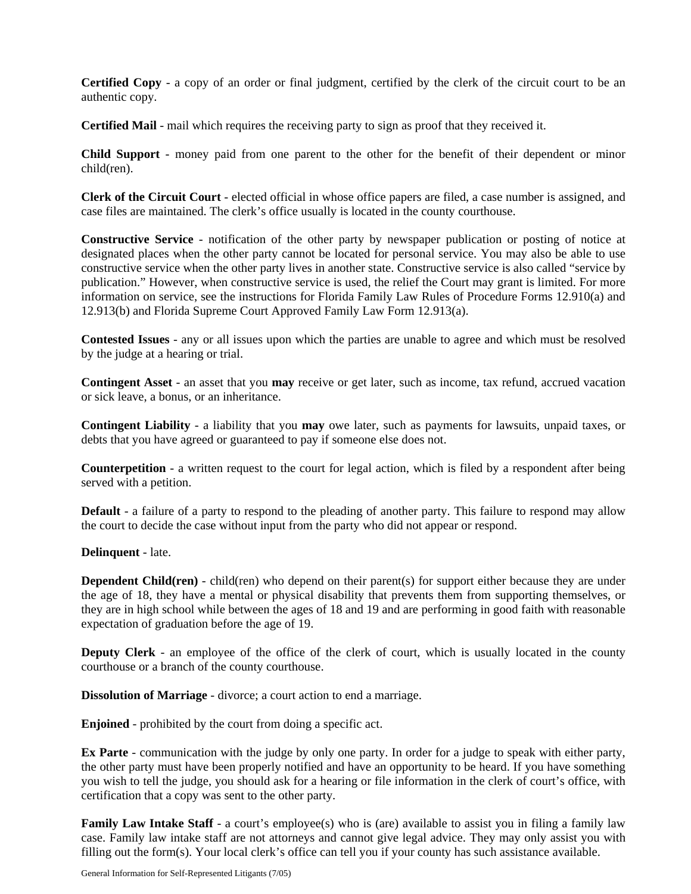**Certified Copy** - a copy of an order or final judgment, certified by the clerk of the circuit court to be an authentic copy.

**Certified Mail** - mail which requires the receiving party to sign as proof that they received it.

**Child Support** - money paid from one parent to the other for the benefit of their dependent or minor child(ren).

**Clerk of the Circuit Court** - elected official in whose office papers are filed, a case number is assigned, and case files are maintained. The clerk's office usually is located in the county courthouse.

**Constructive Service** - notification of the other party by newspaper publication or posting of notice at designated places when the other party cannot be located for personal service. You may also be able to use constructive service when the other party lives in another state. Constructive service is also called "service by publication." However, when constructive service is used, the relief the Court may grant is limited. For more information on service, see the instructions for Florida Family Law Rules of Procedure Forms 12.910(a) and 12.913(b) and Florida Supreme Court Approved Family Law Form 12.913(a).

**Contested Issues** - any or all issues upon which the parties are unable to agree and which must be resolved by the judge at a hearing or trial.

**Contingent Asset** - an asset that you **may** receive or get later, such as income, tax refund, accrued vacation or sick leave, a bonus, or an inheritance.

**Contingent Liability** - a liability that you **may** owe later, such as payments for lawsuits, unpaid taxes, or debts that you have agreed or guaranteed to pay if someone else does not.

**Counterpetition** - a written request to the court for legal action, which is filed by a respondent after being served with a petition.

**Default** - a failure of a party to respond to the pleading of another party. This failure to respond may allow the court to decide the case without input from the party who did not appear or respond.

**Delinquent** - late.

**Dependent Child(ren)** - child(ren) who depend on their parent(s) for support either because they are under the age of 18, they have a mental or physical disability that prevents them from supporting themselves, or they are in high school while between the ages of 18 and 19 and are performing in good faith with reasonable expectation of graduation before the age of 19.

**Deputy Clerk** - an employee of the office of the clerk of court, which is usually located in the county courthouse or a branch of the county courthouse.

**Dissolution of Marriage** - divorce; a court action to end a marriage.

**Enjoined** - prohibited by the court from doing a specific act.

**Ex Parte** - communication with the judge by only one party. In order for a judge to speak with either party, the other party must have been properly notified and have an opportunity to be heard. If you have something you wish to tell the judge, you should ask for a hearing or file information in the clerk of court's office, with certification that a copy was sent to the other party.

**Family Law Intake Staff** - a court's employee(s) who is (are) available to assist you in filing a family law case. Family law intake staff are not attorneys and cannot give legal advice. They may only assist you with filling out the form(s). Your local clerk's office can tell you if your county has such assistance available.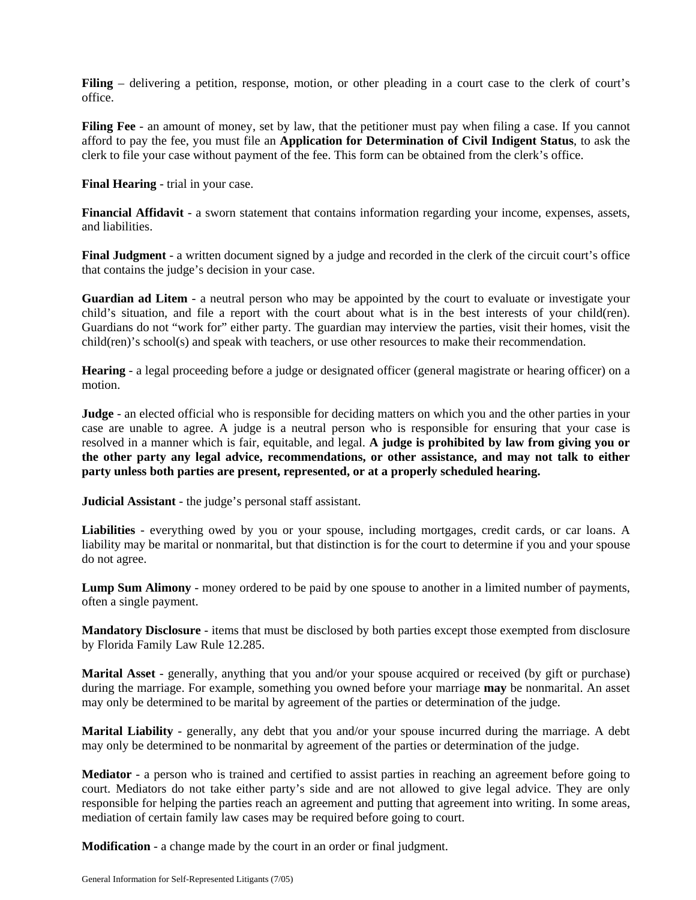**Filing** – delivering a petition, response, motion, or other pleading in a court case to the clerk of court's office.

**Filing Fee** - an amount of money, set by law, that the petitioner must pay when filing a case. If you cannot afford to pay the fee, you must file an **Application for Determination of Civil Indigent Status**, to ask the clerk to file your case without payment of the fee. This form can be obtained from the clerk's office.

**Final Hearing** - trial in your case.

**Financial Affidavit** - a sworn statement that contains information regarding your income, expenses, assets, and liabilities.

**Final Judgment** - a written document signed by a judge and recorded in the clerk of the circuit court's office that contains the judge's decision in your case.

**Guardian ad Litem** - a neutral person who may be appointed by the court to evaluate or investigate your child's situation, and file a report with the court about what is in the best interests of your child(ren). Guardians do not "work for" either party. The guardian may interview the parties, visit their homes, visit the child(ren)'s school(s) and speak with teachers, or use other resources to make their recommendation.

**Hearing** - a legal proceeding before a judge or designated officer (general magistrate or hearing officer) on a motion.

**Judge** - an elected official who is responsible for deciding matters on which you and the other parties in your case are unable to agree. A judge is a neutral person who is responsible for ensuring that your case is resolved in a manner which is fair, equitable, and legal. **A judge is prohibited by law from giving you or the other party any legal advice, recommendations, or other assistance, and may not talk to either party unless both parties are present, represented, or at a properly scheduled hearing.**

**Judicial Assistant** - the judge's personal staff assistant.

**Liabilities** - everything owed by you or your spouse, including mortgages, credit cards, or car loans. A liability may be marital or nonmarital, but that distinction is for the court to determine if you and your spouse do not agree.

**Lump Sum Alimony** - money ordered to be paid by one spouse to another in a limited number of payments, often a single payment.

**Mandatory Disclosure** - items that must be disclosed by both parties except those exempted from disclosure by Florida Family Law Rule 12.285.

**Marital Asset** - generally, anything that you and/or your spouse acquired or received (by gift or purchase) during the marriage. For example, something you owned before your marriage **may** be nonmarital. An asset may only be determined to be marital by agreement of the parties or determination of the judge.

**Marital Liability** - generally, any debt that you and/or your spouse incurred during the marriage. A debt may only be determined to be nonmarital by agreement of the parties or determination of the judge.

**Mediator** - a person who is trained and certified to assist parties in reaching an agreement before going to court. Mediators do not take either party's side and are not allowed to give legal advice. They are only responsible for helping the parties reach an agreement and putting that agreement into writing. In some areas, mediation of certain family law cases may be required before going to court.

**Modification** - a change made by the court in an order or final judgment.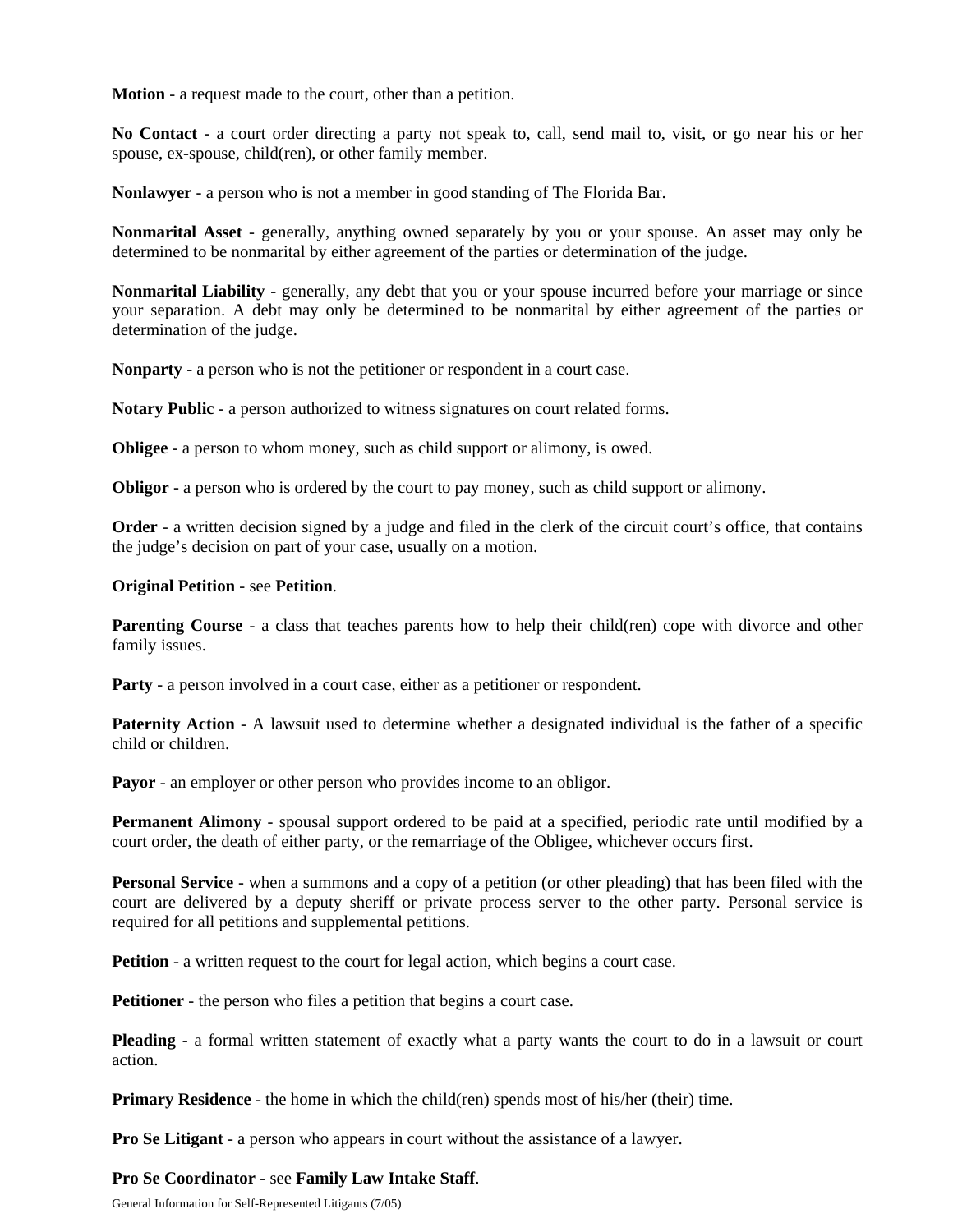**Motion** - a request made to the court, other than a petition.

**No Contact** - a court order directing a party not speak to, call, send mail to, visit, or go near his or her spouse, ex-spouse, child(ren), or other family member.

**Nonlawyer** - a person who is not a member in good standing of The Florida Bar.

**Nonmarital Asset** - generally, anything owned separately by you or your spouse. An asset may only be determined to be nonmarital by either agreement of the parties or determination of the judge.

**Nonmarital Liability** - generally, any debt that you or your spouse incurred before your marriage or since your separation. A debt may only be determined to be nonmarital by either agreement of the parties or determination of the judge.

**Nonparty** - a person who is not the petitioner or respondent in a court case.

**Notary Public** - a person authorized to witness signatures on court related forms.

**Obligee** - a person to whom money, such as child support or alimony, is owed.

**Obligor** - a person who is ordered by the court to pay money, such as child support or alimony.

**Order** - a written decision signed by a judge and filed in the clerk of the circuit court's office, that contains the judge's decision on part of your case, usually on a motion.

**Original Petition** - see **Petition**.

**Parenting Course** - a class that teaches parents how to help their child(ren) cope with divorce and other family issues.

**Party** - a person involved in a court case, either as a petitioner or respondent.

**Paternity Action** - A lawsuit used to determine whether a designated individual is the father of a specific child or children.

**Payor** - an employer or other person who provides income to an obligor.

**Permanent Alimony** - spousal support ordered to be paid at a specified, periodic rate until modified by a court order, the death of either party, or the remarriage of the Obligee, whichever occurs first.

**Personal Service** - when a summons and a copy of a petition (or other pleading) that has been filed with the court are delivered by a deputy sheriff or private process server to the other party. Personal service is required for all petitions and supplemental petitions.

**Petition** - a written request to the court for legal action, which begins a court case.

**Petitioner** - the person who files a petition that begins a court case.

**Pleading** - a formal written statement of exactly what a party wants the court to do in a lawsuit or court action.

**Primary Residence** - the home in which the child(ren) spends most of his/her (their) time.

**Pro Se Litigant** - a person who appears in court without the assistance of a lawyer.

**Pro Se Coordinator** - see **Family Law Intake Staff**.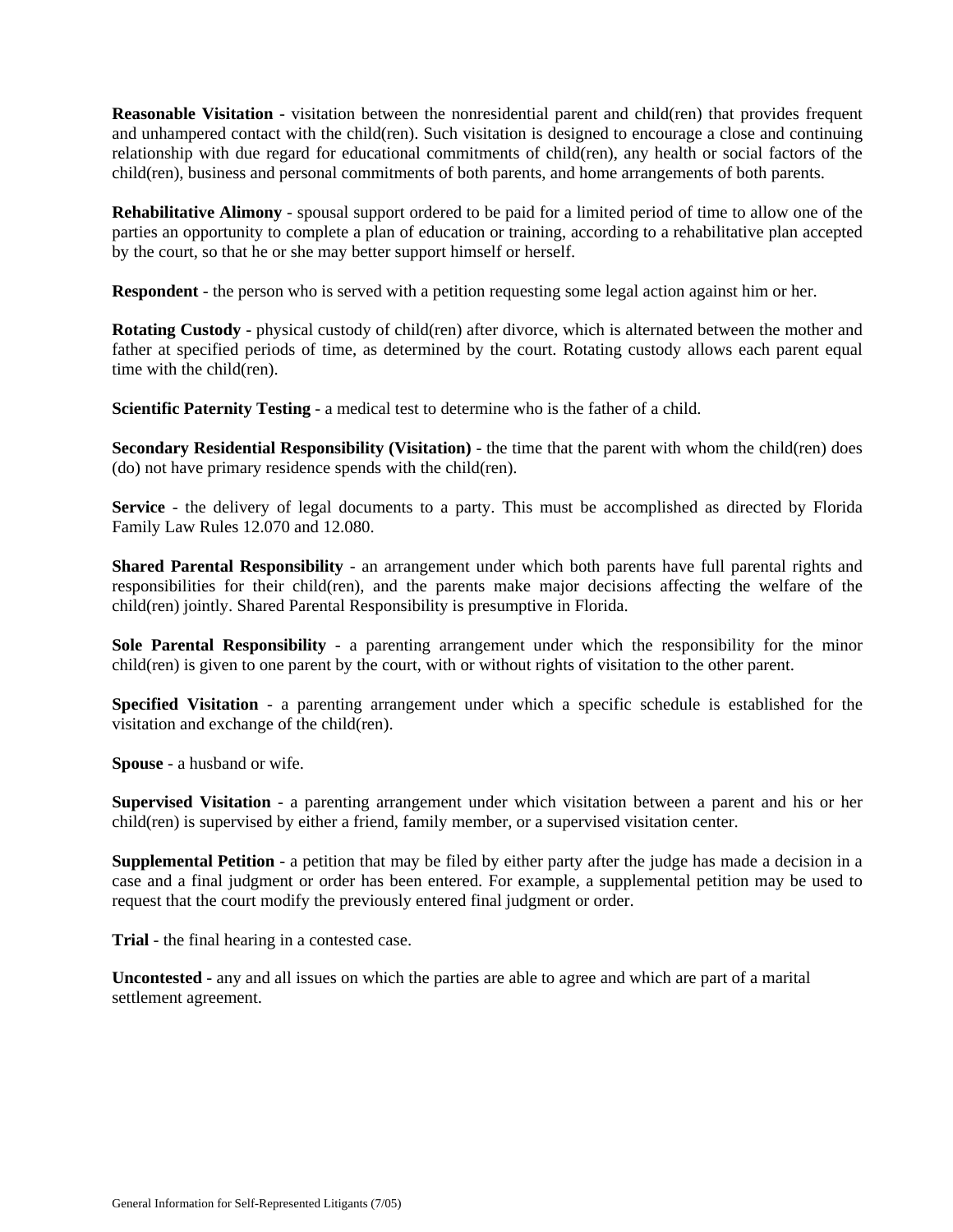**Reasonable Visitation** - visitation between the nonresidential parent and child(ren) that provides frequent and unhampered contact with the child(ren). Such visitation is designed to encourage a close and continuing relationship with due regard for educational commitments of child(ren), any health or social factors of the child(ren), business and personal commitments of both parents, and home arrangements of both parents.

**Rehabilitative Alimony** - spousal support ordered to be paid for a limited period of time to allow one of the parties an opportunity to complete a plan of education or training, according to a rehabilitative plan accepted by the court, so that he or she may better support himself or herself.

**Respondent** - the person who is served with a petition requesting some legal action against him or her.

**Rotating Custody** - physical custody of child(ren) after divorce, which is alternated between the mother and father at specified periods of time, as determined by the court. Rotating custody allows each parent equal time with the child(ren).

**Scientific Paternity Testing** - a medical test to determine who is the father of a child.

**Secondary Residential Responsibility (Visitation)** - the time that the parent with whom the child(ren) does (do) not have primary residence spends with the child(ren).

**Service** - the delivery of legal documents to a party. This must be accomplished as directed by Florida Family Law Rules 12.070 and 12.080.

**Shared Parental Responsibility** - an arrangement under which both parents have full parental rights and responsibilities for their child(ren), and the parents make major decisions affecting the welfare of the child(ren) jointly. Shared Parental Responsibility is presumptive in Florida.

**Sole Parental Responsibility** - a parenting arrangement under which the responsibility for the minor child(ren) is given to one parent by the court, with or without rights of visitation to the other parent.

**Specified Visitation** - a parenting arrangement under which a specific schedule is established for the visitation and exchange of the child(ren).

**Spouse** - a husband or wife.

**Supervised Visitation** - a parenting arrangement under which visitation between a parent and his or her child(ren) is supervised by either a friend, family member, or a supervised visitation center.

**Supplemental Petition** - a petition that may be filed by either party after the judge has made a decision in a case and a final judgment or order has been entered. For example, a supplemental petition may be used to request that the court modify the previously entered final judgment or order.

**Trial** - the final hearing in a contested case.

**Uncontested** - any and all issues on which the parties are able to agree and which are part of a marital settlement agreement.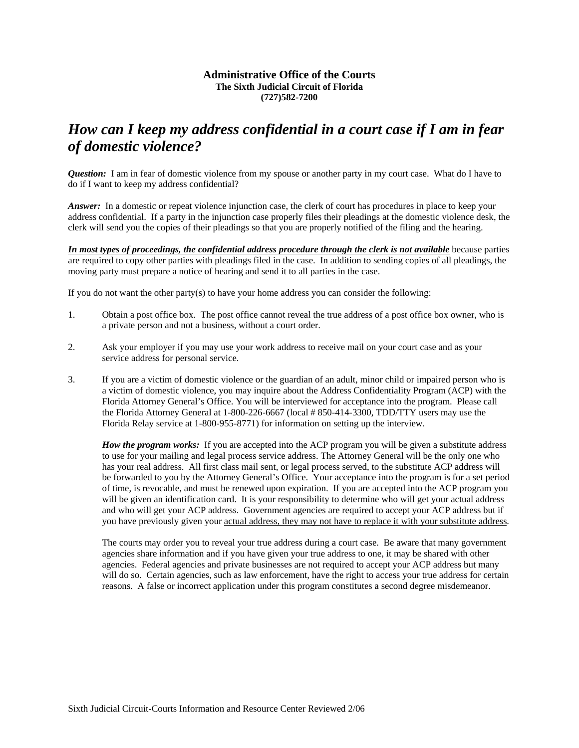**Administrative Office of the Courts**
**The Sixth Judicial Circuit of Florida**
**(727)582-7200**

# *How can I keep my address confidential in a court case if I am in fear of domestic violence?*

***Question:*** I am in fear of domestic violence from my spouse or another party in my court case. What do I have to do if I want to keep my address confidential?

***Answer:*** In a domestic or repeat violence injunction case, the clerk of court has procedures in place to keep your address confidential. If a party in the injunction case properly files their pleadings at the domestic violence desk, the clerk will send you the copies of their pleadings so that you are properly notified of the filing and the hearing.

***<u>In most types of proceedings, the confidential address procedure through the clerk is not available</u>*** because parties are required to copy other parties with pleadings filed in the case. In addition to sending copies of all pleadings, the moving party must prepare a notice of hearing and send it to all parties in the case.

If you do not want the other party(s) to have your home address you can consider the following:

1. Obtain a post office box. The post office cannot reveal the true address of a post office box owner, who is a private person and not a business, without a court order.

2. Ask your employer if you may use your work address to receive mail on your court case and as your service address for personal service.

3. If you are a victim of domestic violence or the guardian of an adult, minor child or impaired person who is a victim of domestic violence, you may inquire about the Address Confidentiality Program (ACP) with the Florida Attorney General's Office. You will be interviewed for acceptance into the program. Please call the Florida Attorney General at 1-800-226-6667 (local # 850-414-3300, TDD/TTY users may use the Florida Relay service at 1-800-955-8771) for information on setting up the interview.

   ***How the program works:*** If you are accepted into the ACP program you will be given a substitute address to use for your mailing and legal process service address. The Attorney General will be the only one who has your real address. All first class mail sent, or legal process served, to the substitute ACP address will be forwarded to you by the Attorney General's Office. Your acceptance into the program is for a set period of time, is revocable, and must be renewed upon expiration. If you are accepted into the ACP program you will be given an identification card. It is your responsibility to determine who will get your actual address and who will get your ACP address. Government agencies are required to accept your ACP address but if you have previously given your <u>actual address, they may not have to replace it with your substitute address</u>.

   The courts may order you to reveal your true address during a court case. Be aware that many government agencies share information and if you have given your true address to one, it may be shared with other agencies. Federal agencies and private businesses are not required to accept your ACP address but many will do so. Certain agencies, such as law enforcement, have the right to access your true address for certain reasons. A false or incorrect application under this program constitutes a second degree misdemeanor.

Sixth Judicial Circuit-Courts Information and Resource Center Reviewed 2/06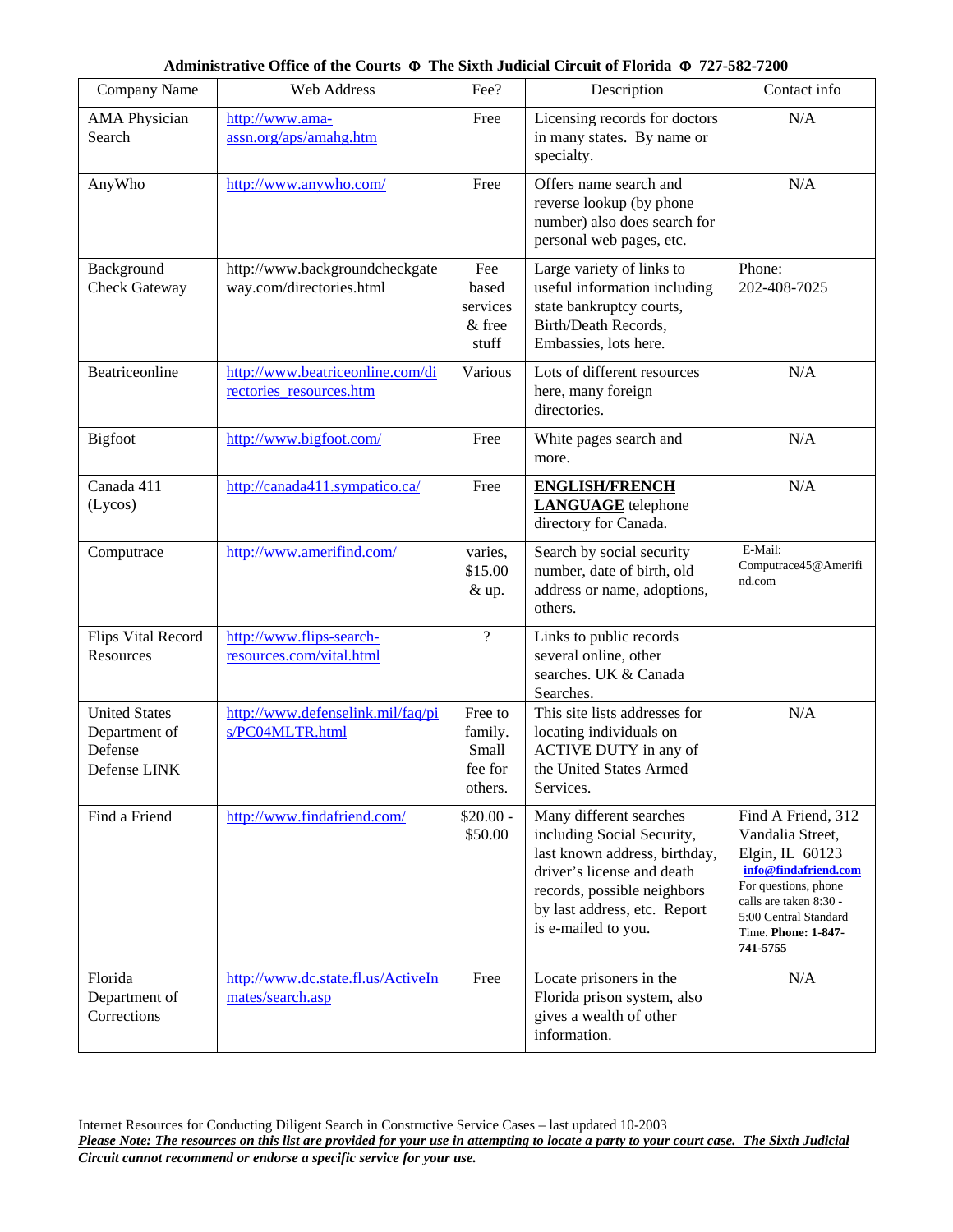**Administrative Office of the Courts Φ The Sixth Judicial Circuit of Florida Φ 727-582-7200**

| Company Name | Web Address | Fee? | Description | Contact info |
|---|---|---|---|---|
| AMA Physician Search | http://www.ama-assn.org/aps/amahg.htm | Free | Licensing records for doctors in many states. By name or specialty. | N/A |
| AnyWho | http://www.anywho.com/ | Free | Offers name search and reverse lookup (by phone number) also does search for personal web pages, etc. | N/A |
| Background Check Gateway | http://www.backgroundcheckgateway.com/directories.html | Fee based services & free stuff | Large variety of links to useful information including state bankruptcy courts, Birth/Death Records, Embassies, lots here. | Phone: 202-408-7025 |
| Beatriceonline | http://www.beatriceonline.com/directories_resources.htm | Various | Lots of different resources here, many foreign directories. | N/A |
| Bigfoot | http://www.bigfoot.com/ | Free | White pages search and more. | N/A |
| Canada 411 (Lycos) | http://canada411.sympatico.ca/ | Free | **ENGLISH/FRENCH LANGUAGE** telephone directory for Canada. | N/A |
| Computrace | http://www.amerifind.com/ | varies, $15.00 & up. | Search by social security number, date of birth, old address or name, adoptions, others. | E-Mail: Computrace45@Amerifind.com |
| Flips Vital Record Resources | http://www.flips-search-resources.com/vital.html | ? | Links to public records several online, other searches. UK & Canada Searches. | |
| United States Department of Defense Defense LINK | http://www.defenselink.mil/faq/pis/PC04MLTR.html | Free to family. Small fee for others. | This site lists addresses for locating individuals on ACTIVE DUTY in any of the United States Armed Services. | N/A |
| Find a Friend | http://www.findafriend.com/ | $20.00 - $50.00 | Many different searches including Social Security, last known address, birthday, driver's license and death records, possible neighbors by last address, etc. Report is e-mailed to you. | Find A Friend, 312 Vandalia Street, Elgin, IL 60123 **info@findafriend.com** For questions, phone calls are taken 8:30 - 5:00 Central Standard Time. **Phone: 1-847-741-5755** |
| Florida Department of Corrections | http://www.dc.state.fl.us/ActiveInmates/search.asp | Free | Locate prisoners in the Florida prison system, also gives a wealth of other information. | N/A |

Internet Resources for Conducting Diligent Search in Constructive Service Cases – last updated 10-2003

***Please Note: The resources on this list are provided for your use in attempting to locate a party to your court case. The Sixth Judicial Circuit cannot recommend or endorse a specific service for your use.***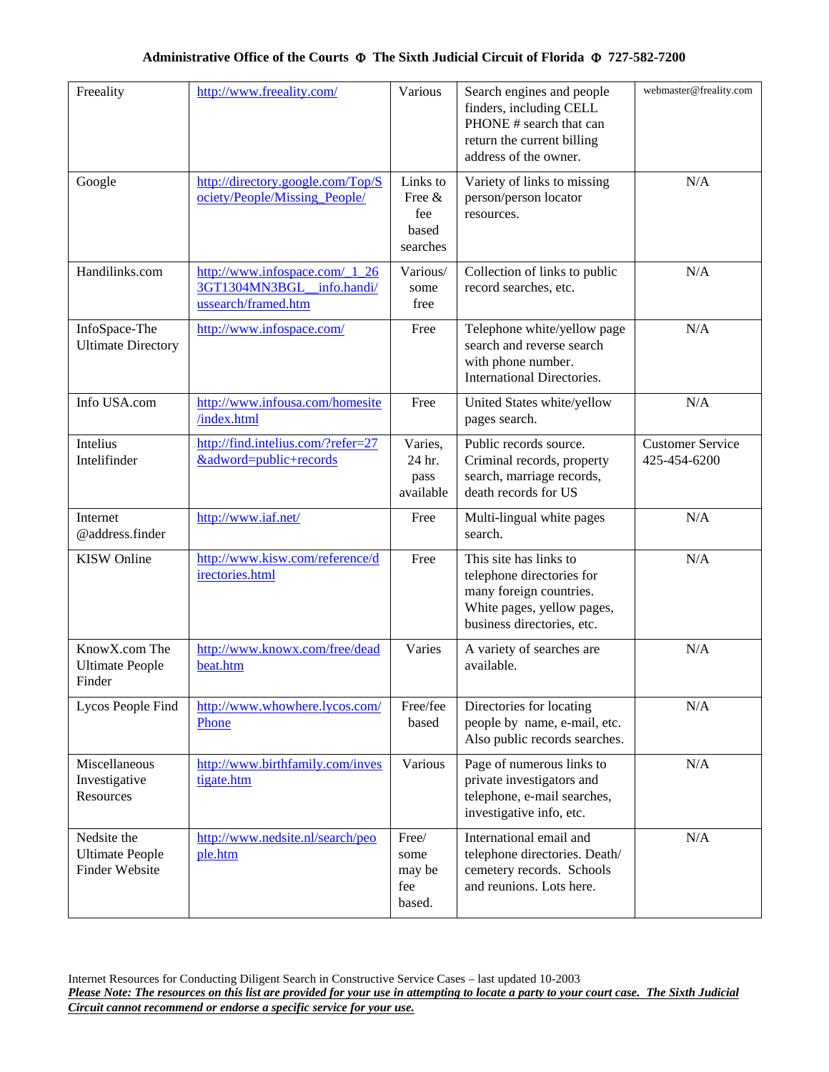| Freeality | http://www.freeality.com/ | Various | Search engines and people finders, including CELL PHONE # search that can return the current billing address of the owner. | webmaster@freality.com |
|---|---|---|---|---|
| Google | http://directory.google.com/Top/Society/People/Missing_People/ | Links to Free & fee based searches | Variety of links to missing person/person locator resources. | N/A |
| Handilinks.com | http://www.infospace.com/_1_263GT1304MN3BGL__info.handi/ussearch/framed.htm | Various/ some free | Collection of links to public record searches, etc. | N/A |
| InfoSpace-The Ultimate Directory | http://www.infospace.com/ | Free | Telephone white/yellow page search and reverse search with phone number. International Directories. | N/A |
| Info USA.com | http://www.infousa.com/homesite/index.html | Free | United States white/yellow pages search. | N/A |
| Intelius Intelifinder | http://find.intelius.com/?refer=27&adword=public+records | Varies, 24 hr. pass available | Public records source. Criminal records, property search, marriage records, death records for US | Customer Service 425-454-6200 |
| Internet @address.finder | http://www.iaf.net/ | Free | Multi-lingual white pages search. | N/A |
| KISW Online | http://www.kisw.com/reference/directories.html | Free | This site has links to telephone directories for many foreign countries. White pages, yellow pages, business directories, etc. | N/A |
| KnowX.com The Ultimate People Finder | http://www.knowx.com/free/deadbeat.htm | Varies | A variety of searches are available. | N/A |
| Lycos People Find | http://www.whowhere.lycos.com/Phone | Free/fee based | Directories for locating people by name, e-mail, etc. Also public records searches. | N/A |
| Miscellaneous Investigative Resources | http://www.birthfamily.com/investigate.htm | Various | Page of numerous links to private investigators and telephone, e-mail searches, investigative info, etc. | N/A |
| Nedsite the Ultimate People Finder Website | http://www.nedsite.nl/search/people.htm | Free/ some may be fee based. | International email and telephone directories. Death/ cemetery records. Schools and reunions. Lots here. | N/A |

Internet Resources for Conducting Diligent Search in Constructive Service Cases – last updated 10-2003

***Please Note: The resources on this list are provided for your use in attempting to locate a party to your court case. The Sixth Judicial Circuit cannot recommend or endorse a specific service for your use.***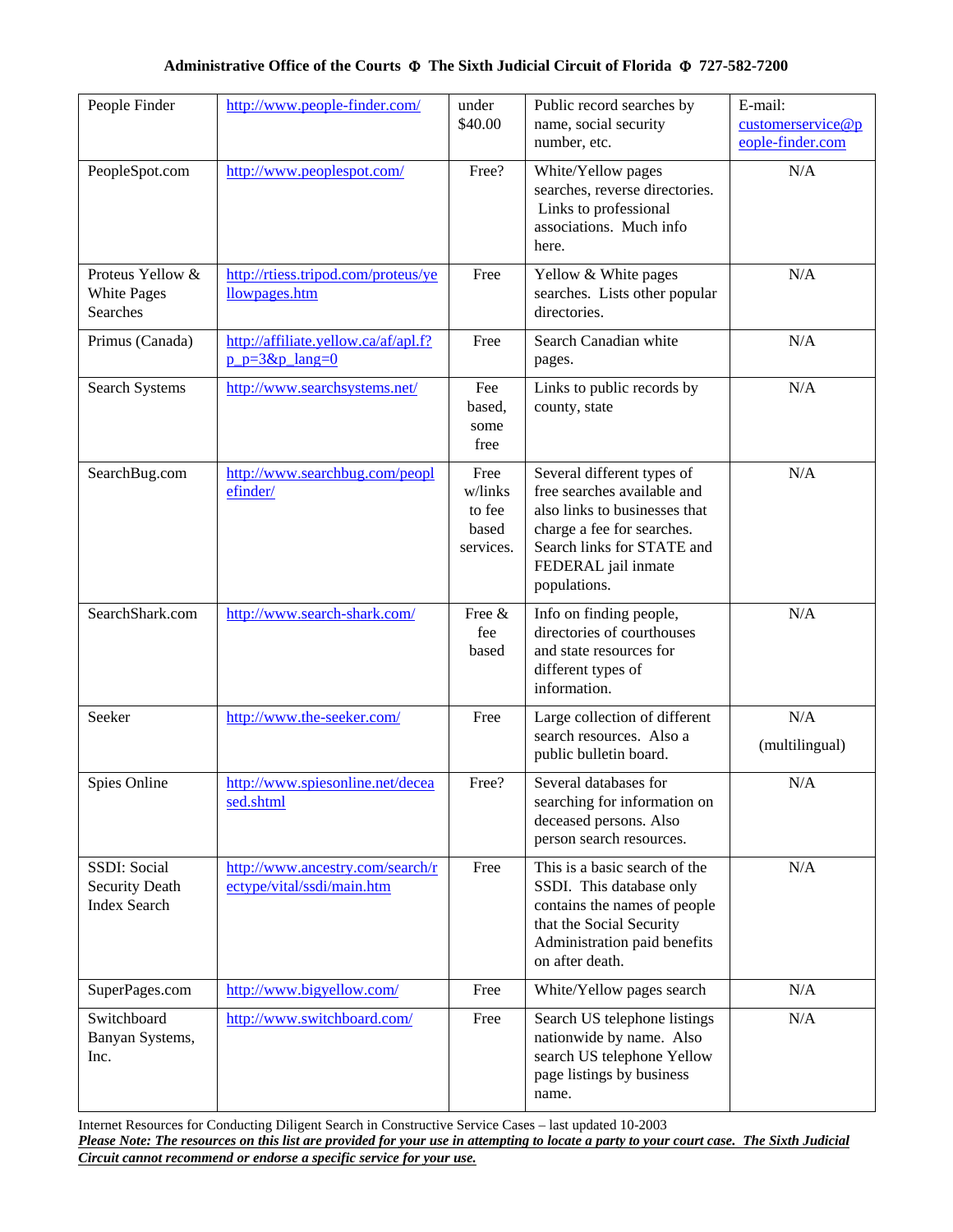| People Finder | http://www.people-finder.com/ | under $40.00 | Public record searches by name, social security number, etc. | E-mail: customerservice@people-finder.com |
|---|---|---|---|---|
| PeopleSpot.com | http://www.peoplespot.com/ | Free? | White/Yellow pages searches, reverse directories. Links to professional associations. Much info here. | N/A |
| Proteus Yellow & White Pages Searches | http://rtiess.tripod.com/proteus/yellowpages.htm | Free | Yellow & White pages searches. Lists other popular directories. | N/A |
| Primus (Canada) | http://affiliate.yellow.ca/af/apl.f?p_p=3&p_lang=0 | Free | Search Canadian white pages. | N/A |
| Search Systems | http://www.searchsystems.net/ | Fee based, some free | Links to public records by county, state | N/A |
| SearchBug.com | http://www.searchbug.com/peoplefinder/ | Free w/links to fee based services. | Several different types of free searches available and also links to businesses that charge a fee for searches. Search links for STATE and FEDERAL jail inmate populations. | N/A |
| SearchShark.com | http://www.search-shark.com/ | Free & fee based | Info on finding people, directories of courthouses and state resources for different types of information. | N/A |
| Seeker | http://www.the-seeker.com/ | Free | Large collection of different search resources. Also a public bulletin board. | N/A (multilingual) |
| Spies Online | http://www.spiesonline.net/deceased.shtml | Free? | Several databases for searching for information on deceased persons. Also person search resources. | N/A |
| SSDI: Social Security Death Index Search | http://www.ancestry.com/search/rectype/vital/ssdi/main.htm | Free | This is a basic search of the SSDI. This database only contains the names of people that the Social Security Administration paid benefits on after death. | N/A |
| SuperPages.com | http://www.bigyellow.com/ | Free | White/Yellow pages search | N/A |
| Switchboard Banyan Systems, Inc. | http://www.switchboard.com/ | Free | Search US telephone listings nationwide by name. Also search US telephone Yellow page listings by business name. | N/A |

***Please Note: The resources on this list are provided for your use in attempting to locate a party to your court case. The Sixth Judicial Circuit cannot recommend or endorse a specific service for your use.***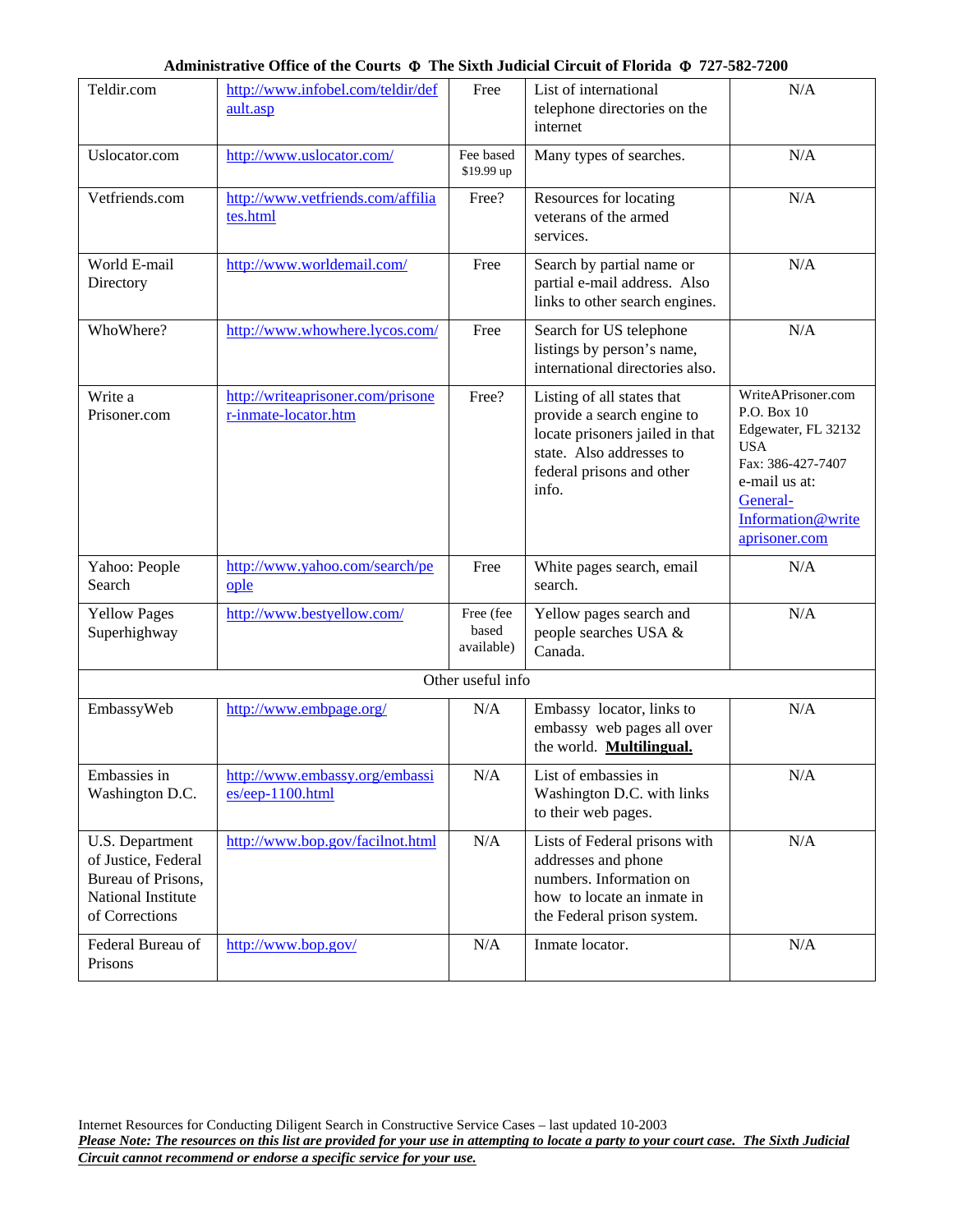| Teldir.com | http://www.infobel.com/teldir/default.asp | Free | List of international telephone directories on the internet | N/A |
|---|---|---|---|---|
| Uslocator.com | http://www.uslocator.com/ | Fee based $19.99 up | Many types of searches. | N/A |
| Vetfriends.com | http://www.vetfriends.com/affiliates.html | Free? | Resources for locating veterans of the armed services. | N/A |
| World E-mail Directory | http://www.worldemail.com/ | Free | Search by partial name or partial e-mail address. Also links to other search engines. | N/A |
| WhoWhere? | http://www.whowhere.lycos.com/ | Free | Search for US telephone listings by person's name, international directories also. | N/A |
| Write a Prisoner.com | http://writeaprisoner.com/prisoner-inmate-locator.htm | Free? | Listing of all states that provide a search engine to locate prisoners jailed in that state. Also addresses to federal prisons and other info. | WriteAPrisoner.com P.O. Box 10 Edgewater, FL 32132 USA Fax: 386-427-7407 e-mail us at: General-Information@writeaprisoner.com |
| Yahoo: People Search | http://www.yahoo.com/search/people | Free | White pages search, email search. | N/A |
| Yellow Pages Superhighway | http://www.bestyellow.com/ | Free (fee based available) | Yellow pages search and people searches USA & Canada. | N/A |
| | | Other useful info | | |
| EmbassyWeb | http://www.embpage.org/ | N/A | Embassy locator, links to embassy web pages all over the world. **Multilingual.** | N/A |
| Embassies in Washington D.C. | http://www.embassy.org/embassies/eep-1100.html | N/A | List of embassies in Washington D.C. with links to their web pages. | N/A |
| U.S. Department of Justice, Federal Bureau of Prisons, National Institute of Corrections | http://www.bop.gov/facilnot.html | N/A | Lists of Federal prisons with addresses and phone numbers. Information on how to locate an inmate in the Federal prison system. | N/A |
| Federal Bureau of Prisons | http://www.bop.gov/ | N/A | Inmate locator. | N/A |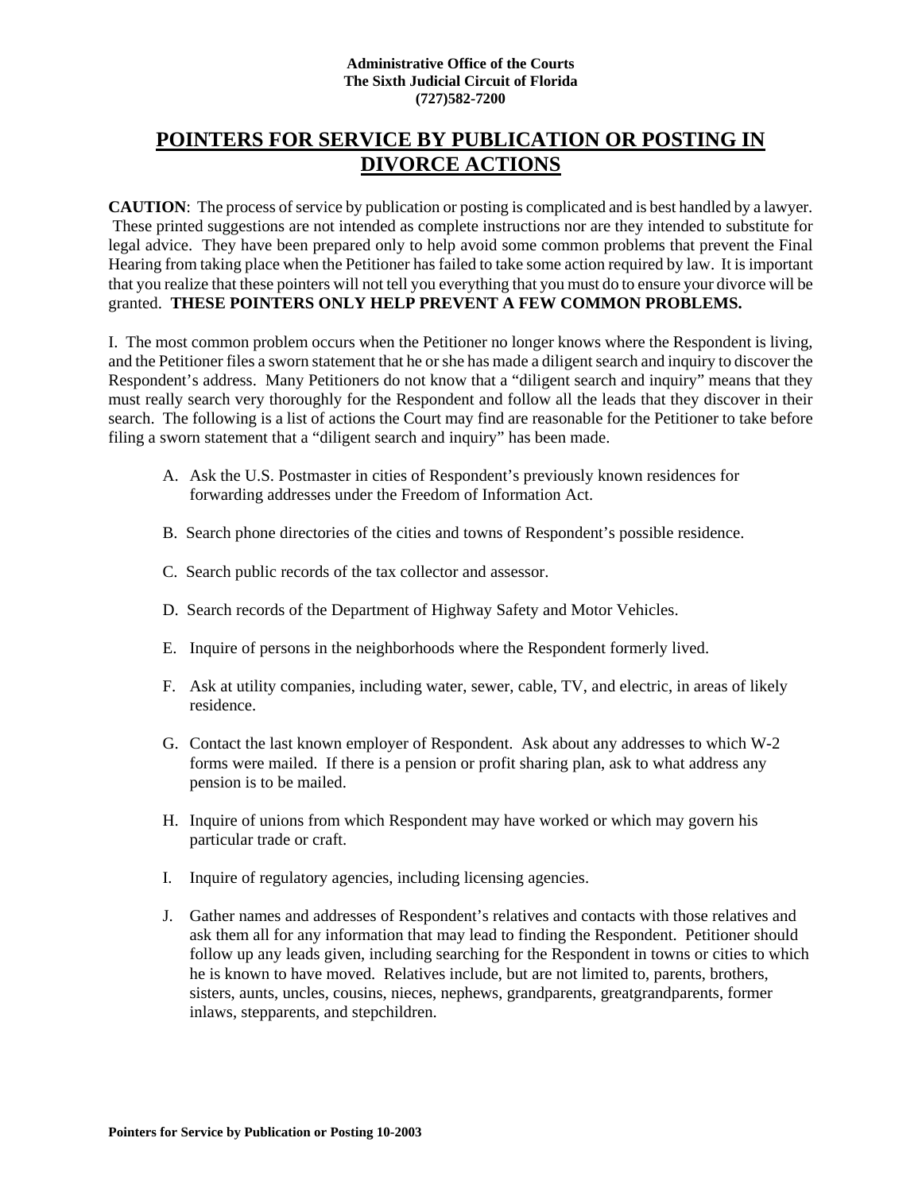**Administrative Office of the Courts**
**The Sixth Judicial Circuit of Florida**
**(727)582-7200**

# POINTERS FOR SERVICE BY PUBLICATION OR POSTING IN DIVORCE ACTIONS

**CAUTION**: The process of service by publication or posting is complicated and is best handled by a lawyer. These printed suggestions are not intended as complete instructions nor are they intended to substitute for legal advice. They have been prepared only to help avoid some common problems that prevent the Final Hearing from taking place when the Petitioner has failed to take some action required by law. It is important that you realize that these pointers will not tell you everything that you must do to ensure your divorce will be granted. **THESE POINTERS ONLY HELP PREVENT A FEW COMMON PROBLEMS.**

I. The most common problem occurs when the Petitioner no longer knows where the Respondent is living, and the Petitioner files a sworn statement that he or she has made a diligent search and inquiry to discover the Respondent's address. Many Petitioners do not know that a "diligent search and inquiry" means that they must really search very thoroughly for the Respondent and follow all the leads that they discover in their search. The following is a list of actions the Court may find are reasonable for the Petitioner to take before filing a sworn statement that a "diligent search and inquiry" has been made.

A. Ask the U.S. Postmaster in cities of Respondent's previously known residences for forwarding addresses under the Freedom of Information Act.

B. Search phone directories of the cities and towns of Respondent's possible residence.

C. Search public records of the tax collector and assessor.

D. Search records of the Department of Highway Safety and Motor Vehicles.

E. Inquire of persons in the neighborhoods where the Respondent formerly lived.

F. Ask at utility companies, including water, sewer, cable, TV, and electric, in areas of likely residence.

G. Contact the last known employer of Respondent. Ask about any addresses to which W-2 forms were mailed. If there is a pension or profit sharing plan, ask to what address any pension is to be mailed.

H. Inquire of unions from which Respondent may have worked or which may govern his particular trade or craft.

I. Inquire of regulatory agencies, including licensing agencies.

J. Gather names and addresses of Respondent's relatives and contacts with those relatives and ask them all for any information that may lead to finding the Respondent. Petitioner should follow up any leads given, including searching for the Respondent in towns or cities to which he is known to have moved. Relatives include, but are not limited to, parents, brothers, sisters, aunts, uncles, cousins, nieces, nephews, grandparents, greatgrandparents, former inlaws, stepparents, and stepchildren.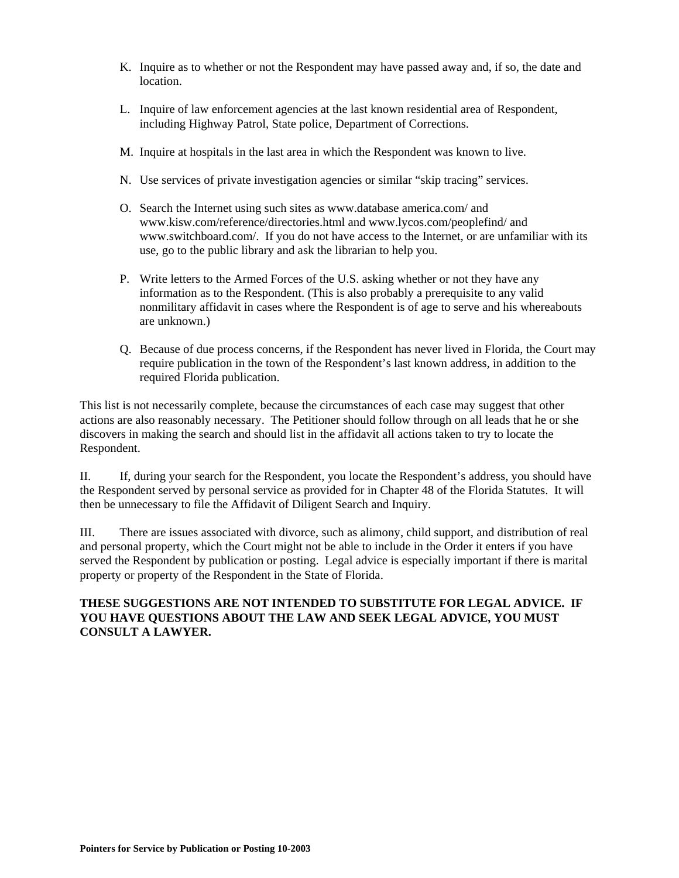K. Inquire as to whether or not the Respondent may have passed away and, if so, the date and location.

L. Inquire of law enforcement agencies at the last known residential area of Respondent, including Highway Patrol, State police, Department of Corrections.

M. Inquire at hospitals in the last area in which the Respondent was known to live.

N. Use services of private investigation agencies or similar "skip tracing" services.

O. Search the Internet using such sites as www.database america.com/ and www.kisw.com/reference/directories.html and www.lycos.com/peoplefind/ and www.switchboard.com/. If you do not have access to the Internet, or are unfamiliar with its use, go to the public library and ask the librarian to help you.

P. Write letters to the Armed Forces of the U.S. asking whether or not they have any information as to the Respondent. (This is also probably a prerequisite to any valid nonmilitary affidavit in cases where the Respondent is of age to serve and his whereabouts are unknown.)

Q. Because of due process concerns, if the Respondent has never lived in Florida, the Court may require publication in the town of the Respondent's last known address, in addition to the required Florida publication.

This list is not necessarily complete, because the circumstances of each case may suggest that other actions are also reasonably necessary. The Petitioner should follow through on all leads that he or she discovers in making the search and should list in the affidavit all actions taken to try to locate the Respondent.

II. If, during your search for the Respondent, you locate the Respondent's address, you should have the Respondent served by personal service as provided for in Chapter 48 of the Florida Statutes. It will then be unnecessary to file the Affidavit of Diligent Search and Inquiry.

III. There are issues associated with divorce, such as alimony, child support, and distribution of real and personal property, which the Court might not be able to include in the Order it enters if you have served the Respondent by publication or posting. Legal advice is especially important if there is marital property or property of the Respondent in the State of Florida.

**THESE SUGGESTIONS ARE NOT INTENDED TO SUBSTITUTE FOR LEGAL ADVICE. IF YOU HAVE QUESTIONS ABOUT THE LAW AND SEEK LEGAL ADVICE, YOU MUST CONSULT A LAWYER.**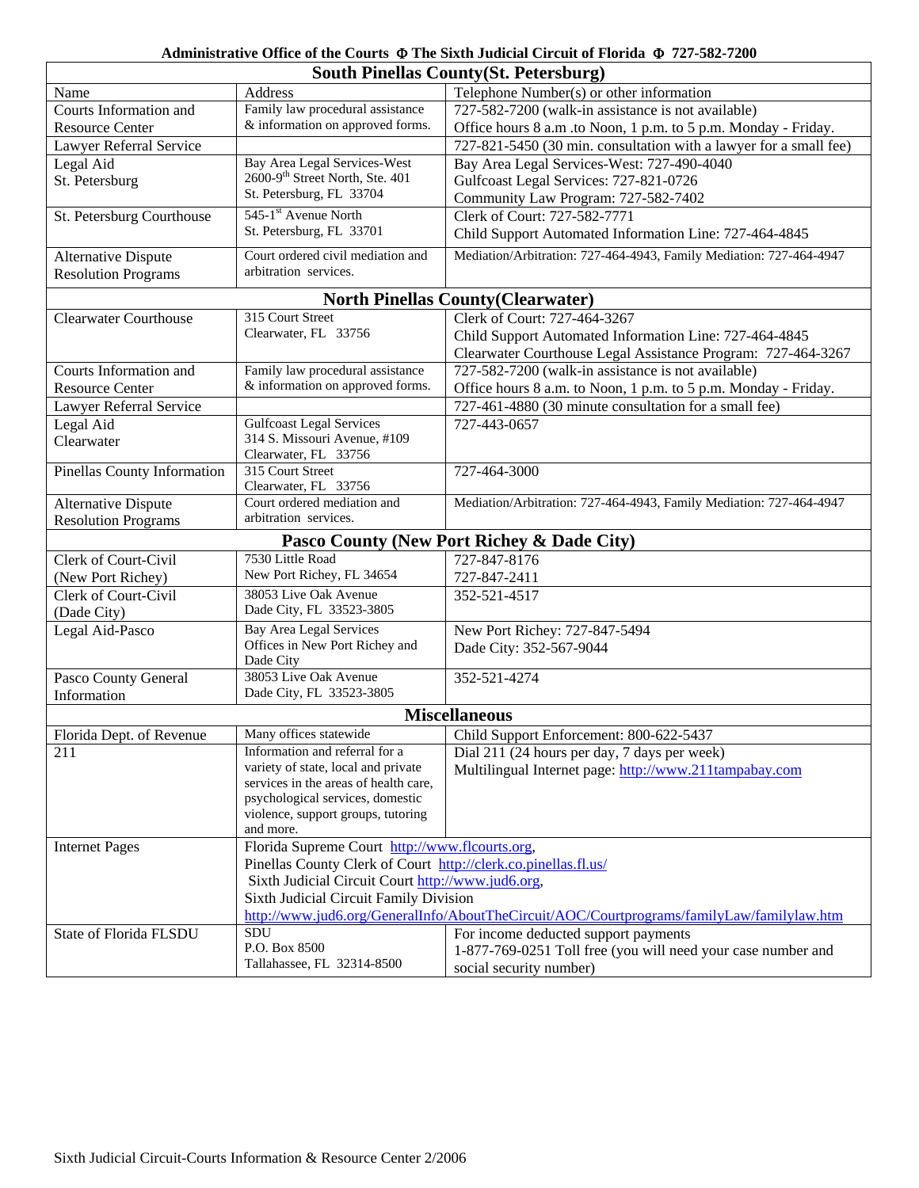**Administrative Office of the Courts Φ The Sixth Judicial Circuit of Florida Φ 727-582-7200**

| South Pinellas County(St. Petersburg) | | |
|---|---|---|
| Name | Address | Telephone Number(s) or other information |
| Courts Information and Resource Center | Family law procedural assistance & information on approved forms. | 727-582-7200 (walk-in assistance is not available)<br>Office hours 8 a.m .to Noon, 1 p.m. to 5 p.m. Monday - Friday. |
| Lawyer Referral Service | | 727-821-5450 (30 min. consultation with a lawyer for a small fee) |
| Legal Aid<br>St. Petersburg | Bay Area Legal Services-West<br>2600-9th Street North, Ste. 401<br>St. Petersburg, FL 33704 | Bay Area Legal Services-West: 727-490-4040<br>Gulfcoast Legal Services: 727-821-0726<br>Community Law Program: 727-582-7402 |
| St. Petersburg Courthouse | 545-1st Avenue North<br>St. Petersburg, FL 33701 | Clerk of Court: 727-582-7771<br>Child Support Automated Information Line: 727-464-4845 |
| Alternative Dispute Resolution Programs | Court ordered civil mediation and arbitration services. | Mediation/Arbitration: 727-464-4943, Family Mediation: 727-464-4947 |
| **North Pinellas County(Clearwater)** | | |
| Clearwater Courthouse | 315 Court Street<br>Clearwater, FL 33756 | Clerk of Court: 727-464-3267<br>Child Support Automated Information Line: 727-464-4845<br>Clearwater Courthouse Legal Assistance Program: 727-464-3267 |
| Courts Information and Resource Center | Family law procedural assistance & information on approved forms. | 727-582-7200 (walk-in assistance is not available)<br>Office hours 8 a.m. to Noon, 1 p.m. to 5 p.m. Monday - Friday. |
| Lawyer Referral Service | | 727-461-4880 (30 minute consultation for a small fee) |
| Legal Aid<br>Clearwater | Gulfcoast Legal Services<br>314 S. Missouri Avenue, #109<br>Clearwater, FL 33756 | 727-443-0657 |
| Pinellas County Information | 315 Court Street<br>Clearwater, FL 33756 | 727-464-3000 |
| Alternative Dispute Resolution Programs | Court ordered mediation and arbitration services. | Mediation/Arbitration: 727-464-4943, Family Mediation: 727-464-4947 |
| **Pasco County (New Port Richey & Dade City)** | | |
| Clerk of Court-Civil<br>(New Port Richey) | 7530 Little Road<br>New Port Richey, FL 34654 | 727-847-8176<br>727-847-2411 |
| Clerk of Court-Civil<br>(Dade City) | 38053 Live Oak Avenue<br>Dade City, FL 33523-3805 | 352-521-4517 |
| Legal Aid-Pasco | Bay Area Legal Services<br>Offices in New Port Richey and Dade City | New Port Richey: 727-847-5494<br>Dade City: 352-567-9044 |
| Pasco County General Information | 38053 Live Oak Avenue<br>Dade City, FL 33523-3805 | 352-521-4274 |
| **Miscellaneous** | | |
| Florida Dept. of Revenue | Many offices statewide | Child Support Enforcement: 800-622-5437 |
| 211 | Information and referral for a variety of state, local and private services in the areas of health care, psychological services, domestic violence, support groups, tutoring and more. | Dial 211 (24 hours per day, 7 days per week)<br>Multilingual Internet page: http://www.211tampabay.com |
| Internet Pages | Florida Supreme Court http://www.flcourts.org,<br>Pinellas County Clerk of Court http://clerk.co.pinellas.fl.us/<br>Sixth Judicial Circuit Court http://www.jud6.org,<br>Sixth Judicial Circuit Family Division<br>http://www.jud6.org/GeneralInfo/AboutTheCircuit/AOC/Courtprograms/familyLaw/familylaw.htm | |
| State of Florida FLSDU | SDU<br>P.O. Box 8500<br>Tallahassee, FL 32314-8500 | For income deducted support payments<br>1-877-769-0251 Toll free (you will need your case number and social security number) |

Sixth Judicial Circuit-Courts Information & Resource Center 2/2006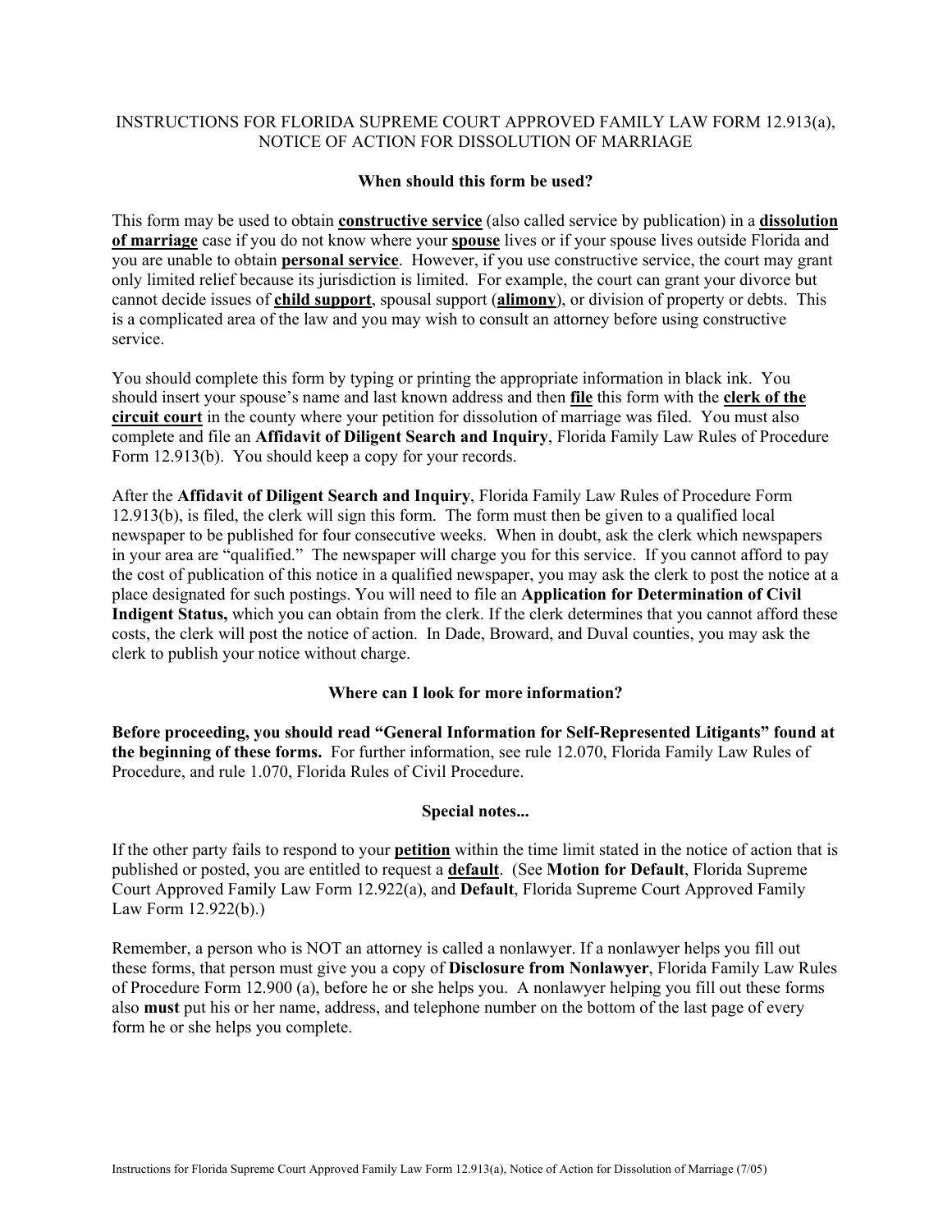# INSTRUCTIONS FOR FLORIDA SUPREME COURT APPROVED FAMILY LAW FORM 12.913(a), NOTICE OF ACTION FOR DISSOLUTION OF MARRIAGE

## When should this form be used?

This form may be used to obtain **constructive service** (also called service by publication) in a **dissolution of marriage** case if you do not know where your **spouse** lives or if your spouse lives outside Florida and you are unable to obtain **personal service**. However, if you use constructive service, the court may grant only limited relief because its jurisdiction is limited. For example, the court can grant your divorce but cannot decide issues of **child support**, spousal support (**alimony**), or division of property or debts. This is a complicated area of the law and you may wish to consult an attorney before using constructive service.

You should complete this form by typing or printing the appropriate information in black ink. You should insert your spouse's name and last known address and then **file** this form with the **clerk of the circuit court** in the county where your petition for dissolution of marriage was filed. You must also complete and file an **Affidavit of Diligent Search and Inquiry**, Florida Family Law Rules of Procedure Form 12.913(b). You should keep a copy for your records.

After the **Affidavit of Diligent Search and Inquiry**, Florida Family Law Rules of Procedure Form 12.913(b), is filed, the clerk will sign this form. The form must then be given to a qualified local newspaper to be published for four consecutive weeks. When in doubt, ask the clerk which newspapers in your area are "qualified." The newspaper will charge you for this service. If you cannot afford to pay the cost of publication of this notice in a qualified newspaper, you may ask the clerk to post the notice at a place designated for such postings. You will need to file an **Application for Determination of Civil Indigent Status,** which you can obtain from the clerk. If the clerk determines that you cannot afford these costs, the clerk will post the notice of action. In Dade, Broward, and Duval counties, you may ask the clerk to publish your notice without charge.

## Where can I look for more information?

**Before proceeding, you should read "General Information for Self-Represented Litigants" found at the beginning of these forms.** For further information, see rule 12.070, Florida Family Law Rules of Procedure, and rule 1.070, Florida Rules of Civil Procedure.

## Special notes...

If the other party fails to respond to your **petition** within the time limit stated in the notice of action that is published or posted, you are entitled to request a **default**. (See **Motion for Default**, Florida Supreme Court Approved Family Law Form 12.922(a), and **Default**, Florida Supreme Court Approved Family Law Form 12.922(b).)

Remember, a person who is NOT an attorney is called a nonlawyer. If a nonlawyer helps you fill out these forms, that person must give you a copy of **Disclosure from Nonlawyer**, Florida Family Law Rules of Procedure Form 12.900 (a), before he or she helps you. A nonlawyer helping you fill out these forms also **must** put his or her name, address, and telephone number on the bottom of the last page of every form he or she helps you complete.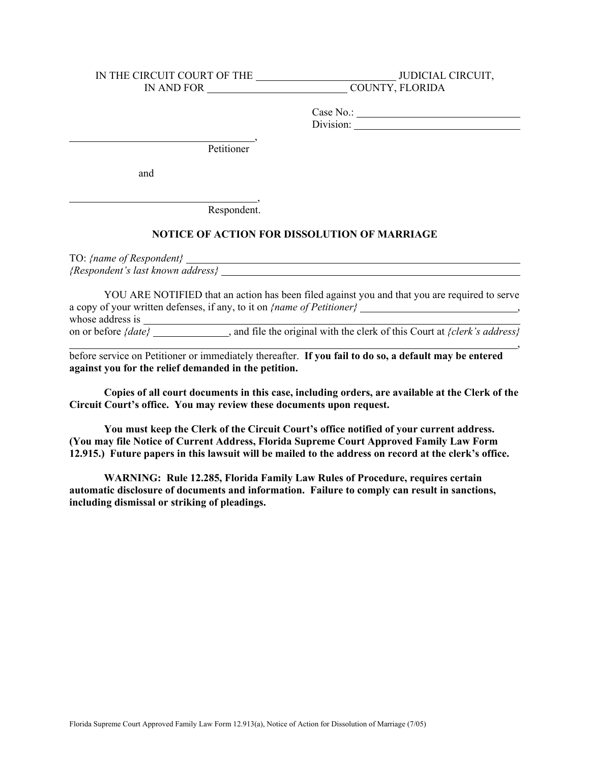IN THE CIRCUIT COURT OF THE ____________________ JUDICIAL CIRCUIT,
IN AND FOR ____________________ COUNTY, FLORIDA

Case No.: ____________________
Division: ____________________

____________________________,
Petitioner

and

____________________________,
Respondent.

**NOTICE OF ACTION FOR DISSOLUTION OF MARRIAGE**

TO: *{name of Respondent}* ____________________________________________
*{Respondent's last known address}* ____________________________________

YOU ARE NOTIFIED that an action has been filed against you and that you are required to serve a copy of your written defenses, if any, to it on *{name of Petitioner}* ______________________, whose address is ____________________________________________ on or before *{date}* ____________, and file the original with the clerk of this Court at *{clerk's address}* ____________________________________________, before service on Petitioner or immediately thereafter. **If you fail to do so, a default may be entered against you for the relief demanded in the petition.**

**Copies of all court documents in this case, including orders, are available at the Clerk of the Circuit Court's office. You may review these documents upon request.**

**You must keep the Clerk of the Circuit Court's office notified of your current address. (You may file Notice of Current Address, Florida Supreme Court Approved Family Law Form 12.915.) Future papers in this lawsuit will be mailed to the address on record at the clerk's office.**

**WARNING: Rule 12.285, Florida Family Law Rules of Procedure, requires certain automatic disclosure of documents and information. Failure to comply can result in sanctions, including dismissal or striking of pleadings.**

Florida Supreme Court Approved Family Law Form 12.913(a), Notice of Action for Dissolution of Marriage (7/05)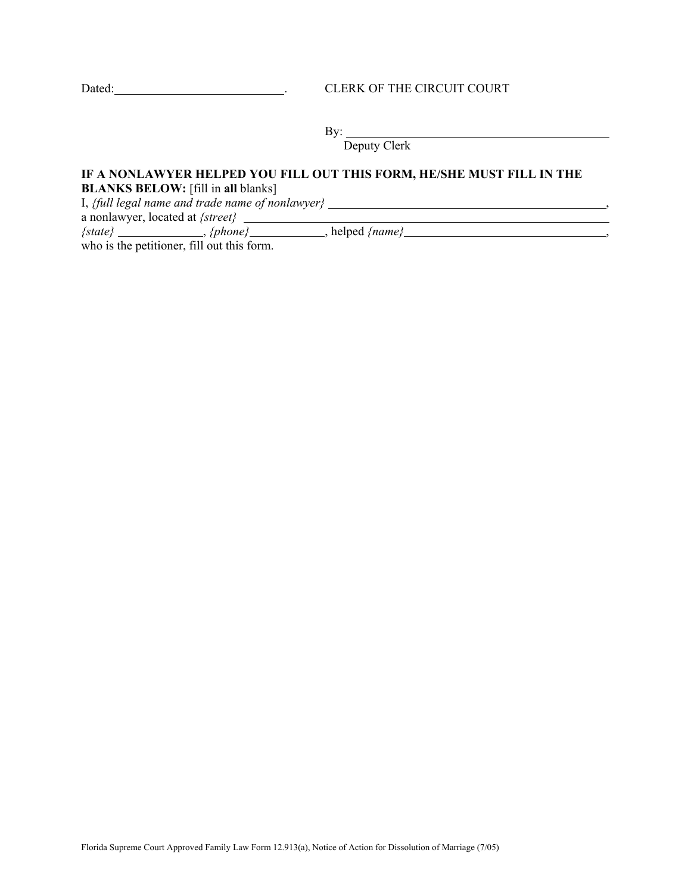Dated: ____________________________.　　　　CLERK OF THE CIRCUIT COURT

By: ____________________________________________
Deputy Clerk

**IF A NONLAWYER HELPED YOU FILL OUT THIS FORM, HE/SHE MUST FILL IN THE BLANKS BELOW:** [fill in **all** blanks]
I, *{full legal name and trade name of nonlawyer}* ______________________________________________,
a nonlawyer, located at *{street}* ______________________________________________________________
*{state}* ______________, *{phone}* ____________, helped *{name}* __________________________________,
who is the petitioner, fill out this form.

Florida Supreme Court Approved Family Law Form 12.913(a), Notice of Action for Dissolution of Marriage (7/05)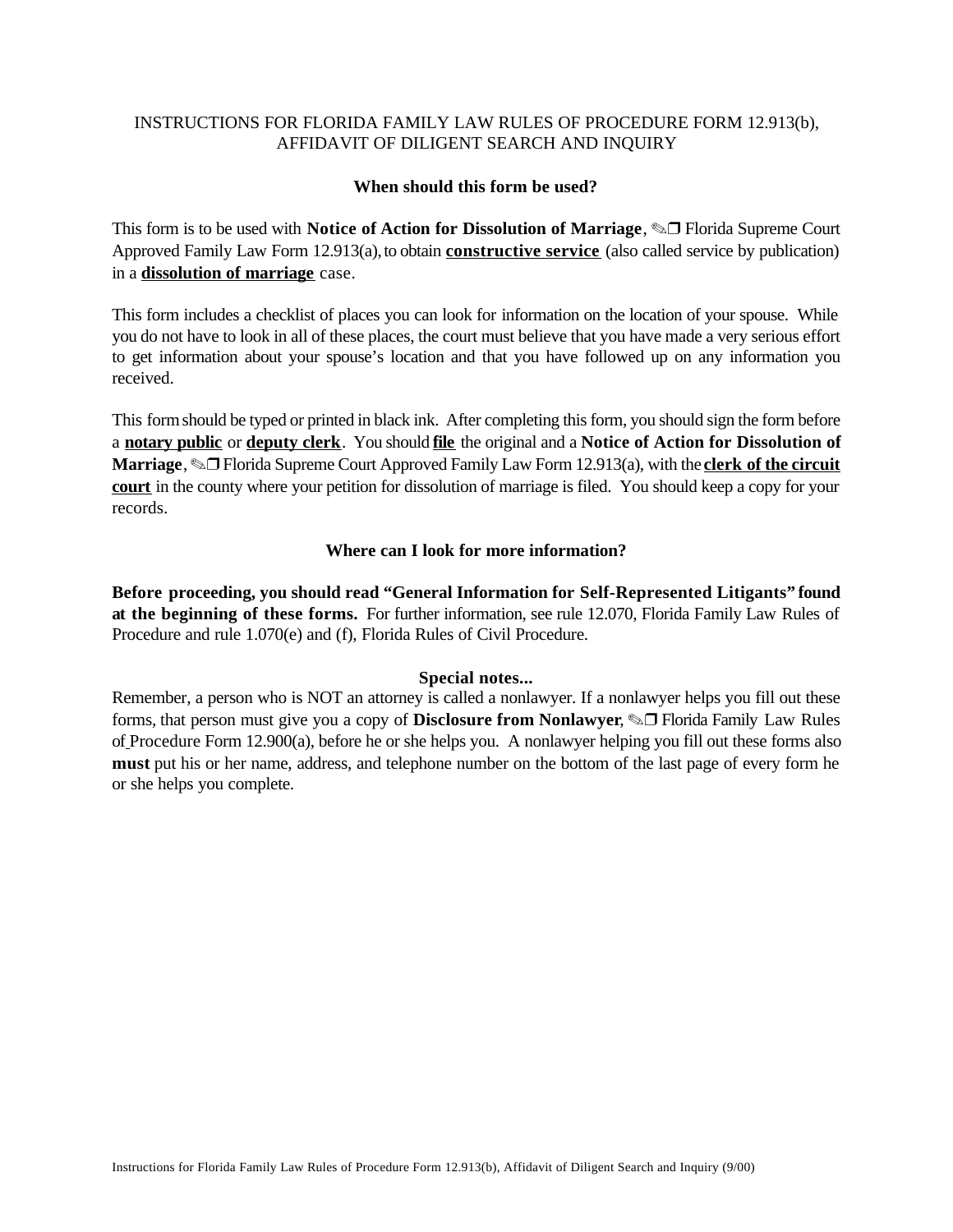# INSTRUCTIONS FOR FLORIDA FAMILY LAW RULES OF PROCEDURE FORM 12.913(b), AFFIDAVIT OF DILIGENT SEARCH AND INQUIRY

## When should this form be used?

This form is to be used with **Notice of Action for Dissolution of Marriage**, ✎❐ Florida Supreme Court Approved Family Law Form 12.913(a), to obtain **constructive service** (also called service by publication) in a **dissolution of marriage** case.

This form includes a checklist of places you can look for information on the location of your spouse. While you do not have to look in all of these places, the court must believe that you have made a very serious effort to get information about your spouse's location and that you have followed up on any information you received.

This form should be typed or printed in black ink. After completing this form, you should sign the form before a **notary public** or **deputy clerk**. You should **file** the original and a **Notice of Action for Dissolution of Marriage**, ✎❐ Florida Supreme Court Approved Family Law Form 12.913(a), with the **clerk of the circuit court** in the county where your petition for dissolution of marriage is filed. You should keep a copy for your records.

## Where can I look for more information?

**Before proceeding, you should read "General Information for Self-Represented Litigants" found at the beginning of these forms.** For further information, see rule 12.070, Florida Family Law Rules of Procedure and rule 1.070(e) and (f), Florida Rules of Civil Procedure.

## Special notes...

Remember, a person who is NOT an attorney is called a nonlawyer. If a nonlawyer helps you fill out these forms, that person must give you a copy of **Disclosure from Nonlawyer**, ✎❐ Florida Family Law Rules of Procedure Form 12.900(a), before he or she helps you. A nonlawyer helping you fill out these forms also **must** put his or her name, address, and telephone number on the bottom of the last page of every form he or she helps you complete.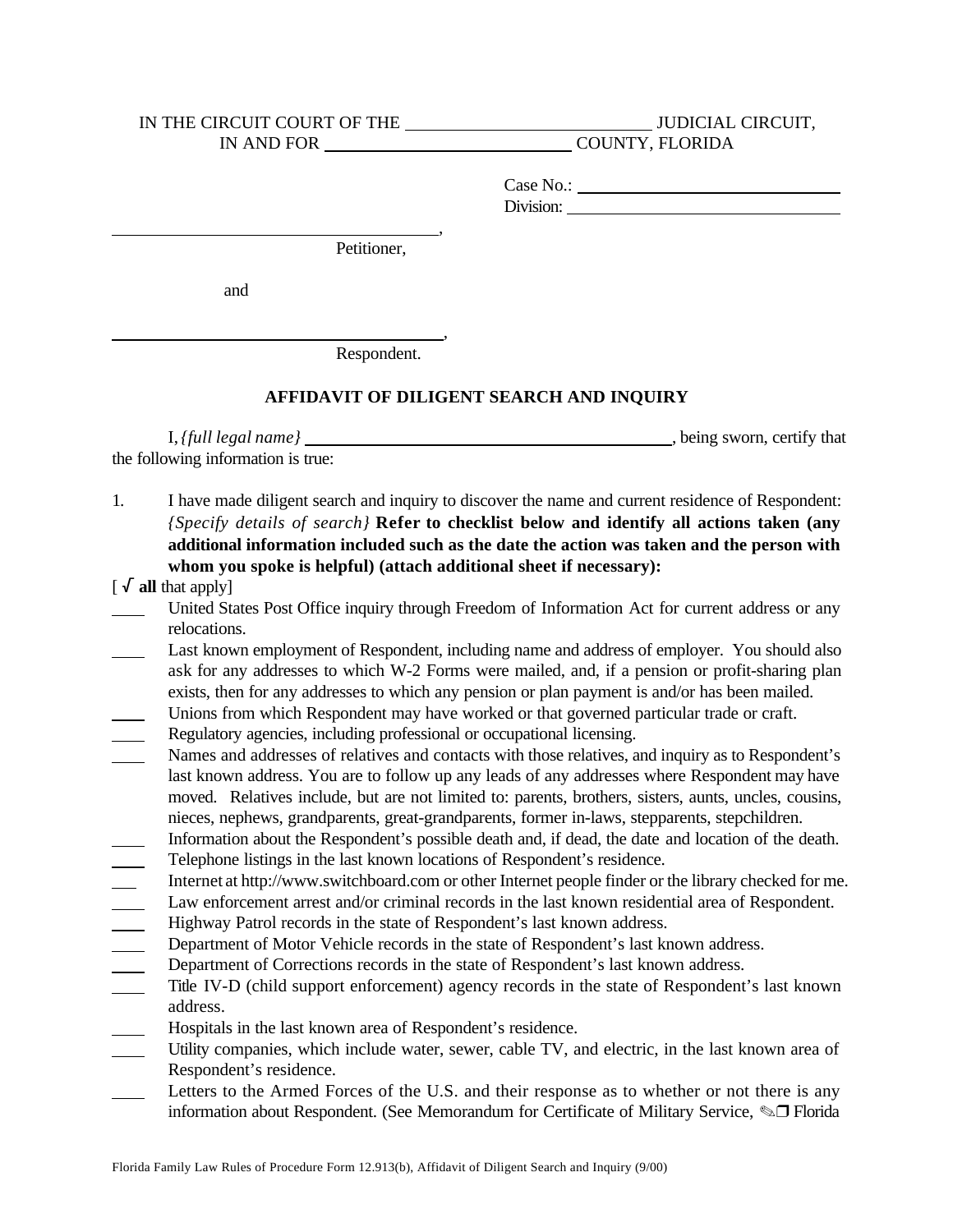IN THE CIRCUIT COURT OF THE ____________________________ JUDICIAL CIRCUIT,
IN AND FOR ____________________________ COUNTY, FLORIDA

Case No.: ______________________________
Division: ______________________________

______________________________________,
Petitioner,

and

______________________________________,
Respondent.

## AFFIDAVIT OF DILIGENT SEARCH AND INQUIRY

I, *{full legal name}* ____________________________________________, being sworn, certify that the following information is true:

1. I have made diligent search and inquiry to discover the name and current residence of Respondent: *{Specify details of search}* **Refer to checklist below and identify all actions taken (any additional information included such as the date the action was taken and the person with whom you spoke is helpful) (attach additional sheet if necessary):**

[ √ **all** that apply]

____ United States Post Office inquiry through Freedom of Information Act for current address or any relocations.

____ Last known employment of Respondent, including name and address of employer. You should also ask for any addresses to which W-2 Forms were mailed, and, if a pension or profit-sharing plan exists, then for any addresses to which any pension or plan payment is and/or has been mailed.

____ Unions from which Respondent may have worked or that governed particular trade or craft.

____ Regulatory agencies, including professional or occupational licensing.

____ Names and addresses of relatives and contacts with those relatives, and inquiry as to Respondent's last known address. You are to follow up any leads of any addresses where Respondent may have moved. Relatives include, but are not limited to: parents, brothers, sisters, aunts, uncles, cousins, nieces, nephews, grandparents, great-grandparents, former in-laws, stepparents, stepchildren.

____ Information about the Respondent's possible death and, if dead, the date and location of the death.

____ Telephone listings in the last known locations of Respondent's residence.

____ Internet at http://www.switchboard.com or other Internet people finder or the library checked for me.

____ Law enforcement arrest and/or criminal records in the last known residential area of Respondent.

____ Highway Patrol records in the state of Respondent's last known address.

____ Department of Motor Vehicle records in the state of Respondent's last known address.

____ Department of Corrections records in the state of Respondent's last known address.

____ Title IV-D (child support enforcement) agency records in the state of Respondent's last known address.

____ Hospitals in the last known area of Respondent's residence.

____ Utility companies, which include water, sewer, cable TV, and electric, in the last known area of Respondent's residence.

____ Letters to the Armed Forces of the U.S. and their response as to whether or not there is any information about Respondent. (See Memorandum for Certificate of Military Service, ✎❐ Florida

Florida Family Law Rules of Procedure Form 12.913(b), Affidavit of Diligent Search and Inquiry (9/00)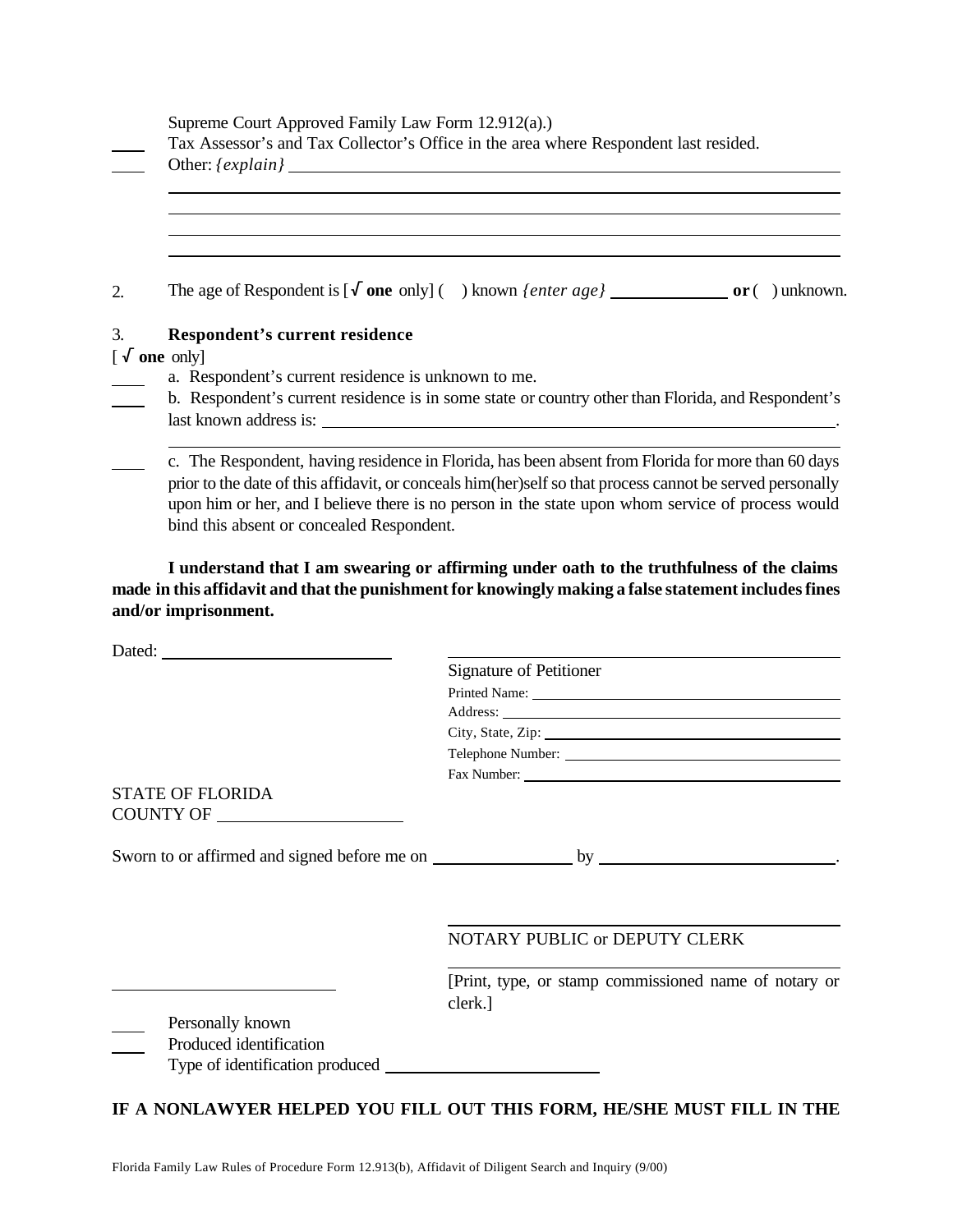Supreme Court Approved Family Law Form 12.912(a).)

____ Tax Assessor's and Tax Collector's Office in the area where Respondent last resided.

____ Other: *{explain}* ____________________________________________________________

______________________________________________________________________________

______________________________________________________________________________

______________________________________________________________________________

______________________________________________________________________________

2. The age of Respondent is [**√ one** only] ( ) known *{enter age}* ______________ **or** ( ) unknown.

3. **Respondent's current residence**

[ **√ one** only]

____ a. Respondent's current residence is unknown to me.

____ b. Respondent's current residence is in some state or country other than Florida, and Respondent's last known address is: ____________________________________________________________.

______________________________________________________________________________

____ c. The Respondent, having residence in Florida, has been absent from Florida for more than 60 days prior to the date of this affidavit, or conceals him(her)self so that process cannot be served personally upon him or her, and I believe there is no person in the state upon whom service of process would bind this absent or concealed Respondent.

**I understand that I am swearing or affirming under oath to the truthfulness of the claims made in this affidavit and that the punishment for knowingly making a false statement includes fines and/or imprisonment.**

Dated: ____________________________

______________________________________________
Signature of Petitioner
Printed Name: ________________________________
Address: ____________________________________
City, State, Zip: ______________________________
Telephone Number: ___________________________
Fax Number: _________________________________

STATE OF FLORIDA
COUNTY OF ______________________

Sworn to or affirmed and signed before me on _________________ by ____________________________.

______________________________________________
NOTARY PUBLIC or DEPUTY CLERK

______________________________________________
[Print, type, or stamp commissioned name of notary or clerk.]

__________________________

____ Personally known

____ Produced identification

Type of identification produced __________________________

**IF A NONLAWYER HELPED YOU FILL OUT THIS FORM, HE/SHE MUST FILL IN THE**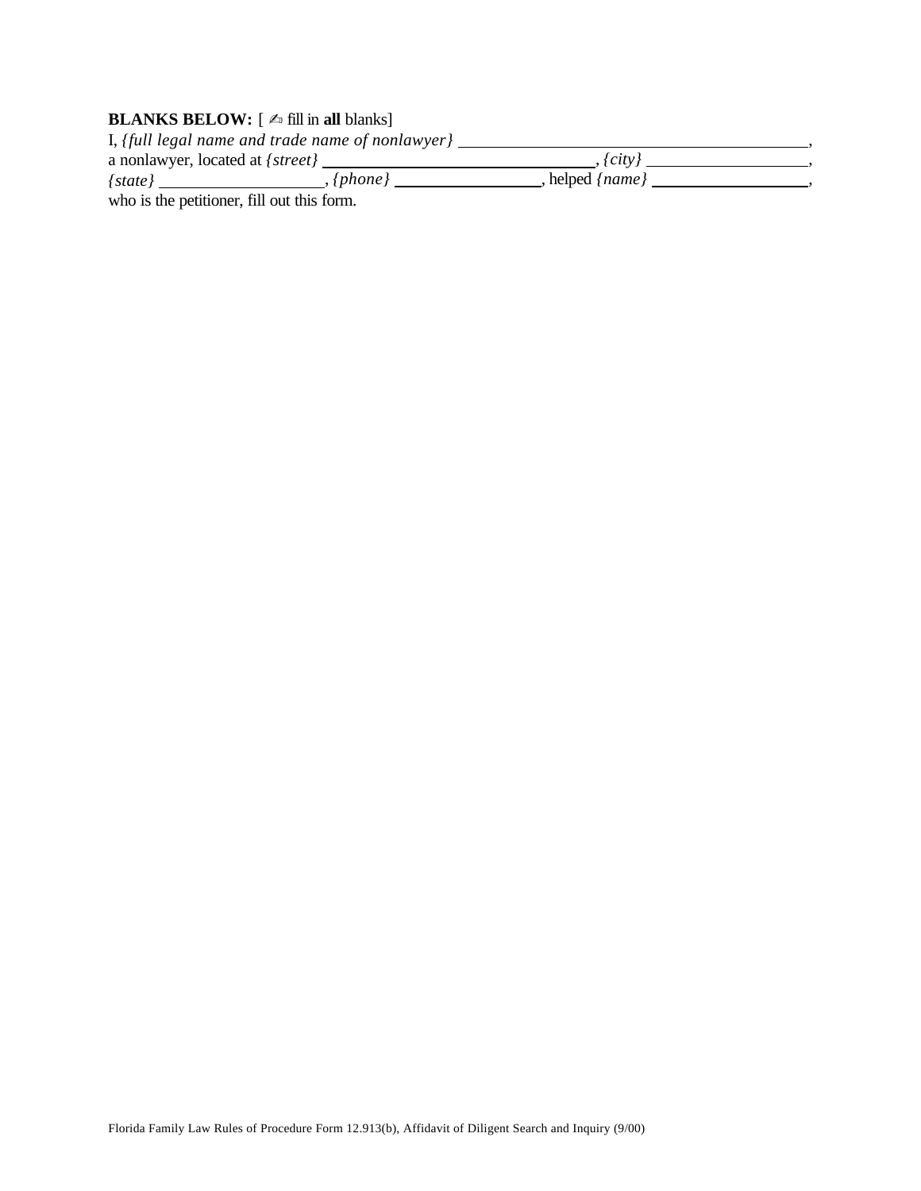**BLANKS BELOW:** [ ✍ fill in **all** blanks]

I, *{full legal name and trade name of nonlawyer}* ______________________________________________,
a nonlawyer, located at *{street}* ________________________________, *{city}* ____________________,
*{state}* ____________________, *{phone}* __________________, helped *{name}* ____________________,
who is the petitioner, fill out this form.

Florida Family Law Rules of Procedure Form 12.913(b), Affidavit of Diligent Search and Inquiry (9/00)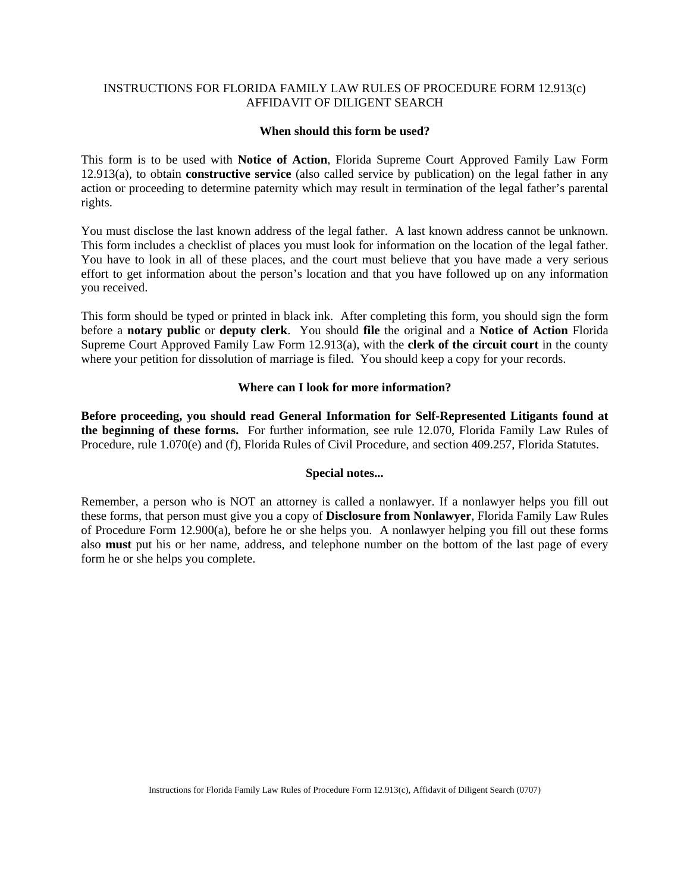INSTRUCTIONS FOR FLORIDA FAMILY LAW RULES OF PROCEDURE FORM 12.913(c)
AFFIDAVIT OF DILIGENT SEARCH

### When should this form be used?

This form is to be used with **Notice of Action**, Florida Supreme Court Approved Family Law Form 12.913(a), to obtain **constructive service** (also called service by publication) on the legal father in any action or proceeding to determine paternity which may result in termination of the legal father's parental rights.

You must disclose the last known address of the legal father. A last known address cannot be unknown. This form includes a checklist of places you must look for information on the location of the legal father. You have to look in all of these places, and the court must believe that you have made a very serious effort to get information about the person's location and that you have followed up on any information you received.

This form should be typed or printed in black ink. After completing this form, you should sign the form before a **notary public** or **deputy clerk**. You should **file** the original and a **Notice of Action** Florida Supreme Court Approved Family Law Form 12.913(a), with the **clerk of the circuit court** in the county where your petition for dissolution of marriage is filed. You should keep a copy for your records.

### Where can I look for more information?

**Before proceeding, you should read General Information for Self-Represented Litigants found at the beginning of these forms.** For further information, see rule 12.070, Florida Family Law Rules of Procedure, rule 1.070(e) and (f), Florida Rules of Civil Procedure, and section 409.257, Florida Statutes.

### Special notes...

Remember, a person who is NOT an attorney is called a nonlawyer. If a nonlawyer helps you fill out these forms, that person must give you a copy of **Disclosure from Nonlawyer**, Florida Family Law Rules of Procedure Form 12.900(a), before he or she helps you. A nonlawyer helping you fill out these forms also **must** put his or her name, address, and telephone number on the bottom of the last page of every form he or she helps you complete.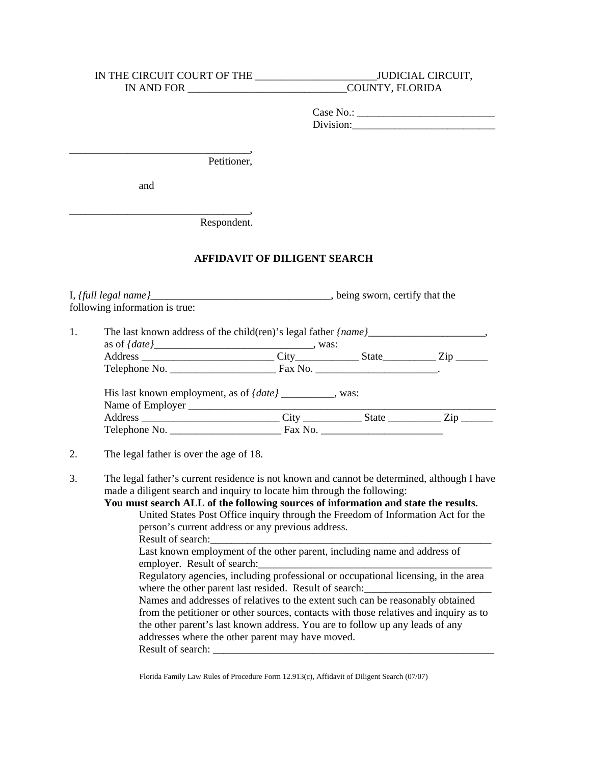IN THE CIRCUIT COURT OF THE ______________________JUDICIAL CIRCUIT,
IN AND FOR _____________________________COUNTY, FLORIDA

Case No.: _________________________
Division:___________________________

_________________________________,
Petitioner,

and

_________________________________,
Respondent.

**AFFIDAVIT OF DILIGENT SEARCH**

I, *{full legal name}*_________________________________, being sworn, certify that the following information is true:

1. The last known address of the child(ren)'s legal father *{name}*______________________, as of *{date}*_____________________________, was:
   Address ________________________ City____________ State__________ Zip ______
   Telephone No. ____________________ Fax No. _______________________.

   His last known employment, as of *{date}* __________, was:
   Name of Employer ___________________________________________________________
   Address _________________________ City ___________ State __________ Zip ______
   Telephone No. ____________________ Fax No. _______________________

2. The legal father is over the age of 18.

3. The legal father's current residence is not known and cannot be determined, although I have made a diligent search and inquiry to locate him through the following:
   **You must search ALL of the following sources of information and state the results.**
   United States Post Office inquiry through the Freedom of Information Act for the person's current address or any previous address.
   Result of search:_____________________________________________________
   Last known employment of the other parent, including name and address of employer. Result of search:___________________________________________
   Regulatory agencies, including professional or occupational licensing, in the area where the other parent last resided. Result of search:_______________________
   Names and addresses of relatives to the extent such can be reasonably obtained from the petitioner or other sources, contacts with those relatives and inquiry as to the other parent's last known address. You are to follow up any leads of any addresses where the other parent may have moved.
   Result of search: _______________________________________________________

Florida Family Law Rules of Procedure Form 12.913(c), Affidavit of Diligent Search (07/07)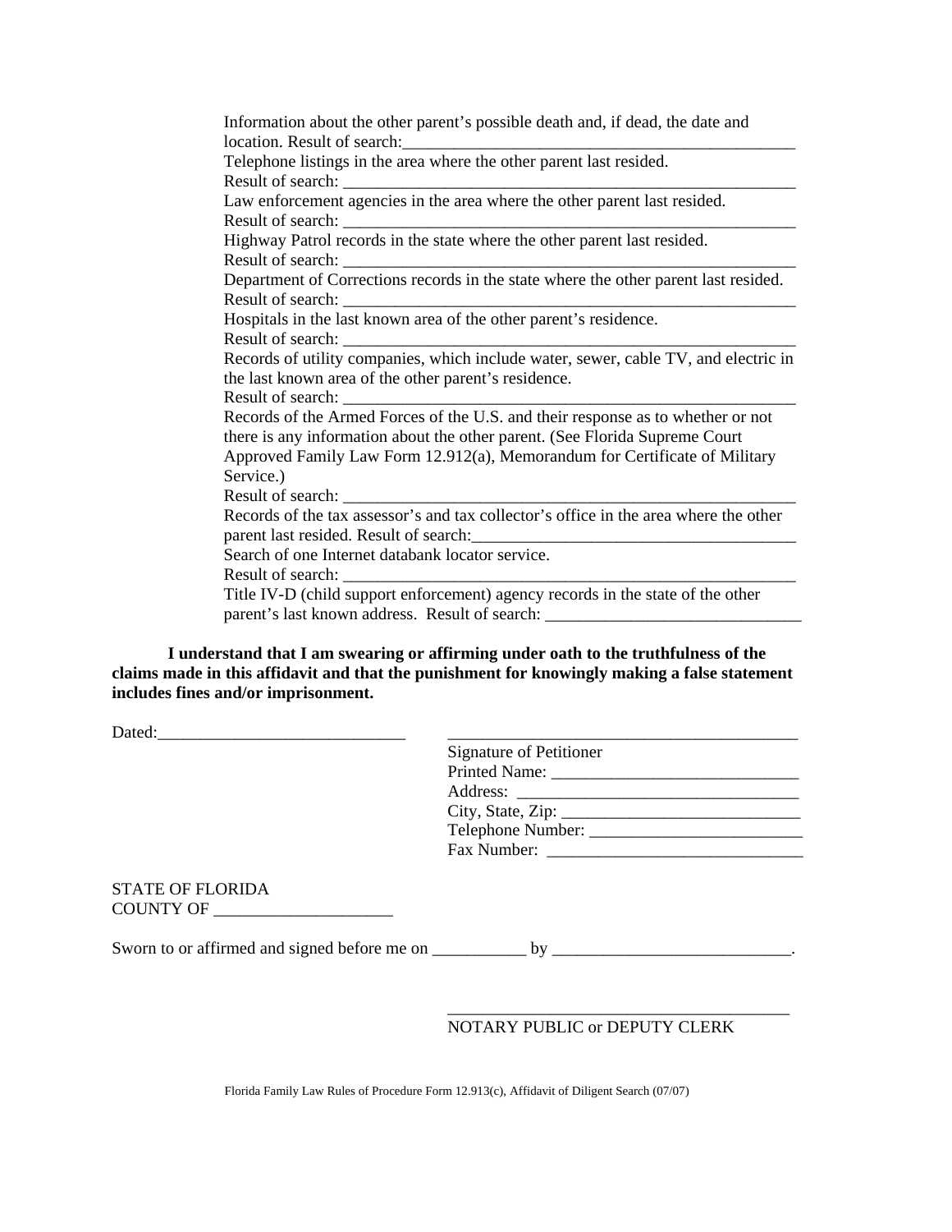Information about the other parent's possible death and, if dead, the date and location. Result of search:_______________________________________________

Telephone listings in the area where the other parent last resided.
Result of search: _______________________________________________________

Law enforcement agencies in the area where the other parent last resided.
Result of search: _______________________________________________________

Highway Patrol records in the state where the other parent last resided.
Result of search: _______________________________________________________

Department of Corrections records in the state where the other parent last resided.
Result of search: _______________________________________________________

Hospitals in the last known area of the other parent's residence.
Result of search: _______________________________________________________

Records of utility companies, which include water, sewer, cable TV, and electric in the last known area of the other parent's residence.
Result of search: _______________________________________________________

Records of the Armed Forces of the U.S. and their response as to whether or not there is any information about the other parent. (See Florida Supreme Court Approved Family Law Form 12.912(a), Memorandum for Certificate of Military Service.)
Result of search: _______________________________________________________

Records of the tax assessor's and tax collector's office in the area where the other parent last resided. Result of search:_______________________________________

Search of one Internet databank locator service.
Result of search: _______________________________________________________

Title IV-D (child support enforcement) agency records in the state of the other parent's last known address. Result of search: ______________________________

**I understand that I am swearing or affirming under oath to the truthfulness of the claims made in this affidavit and that the punishment for knowingly making a false statement includes fines and/or imprisonment.**

Dated:_____________________________ ___________________________________________

Signature of Petitioner
Printed Name: _____________________________
Address: _________________________________
City, State, Zip: ____________________________
Telephone Number: _________________________
Fax Number: ______________________________

STATE OF FLORIDA
COUNTY OF _____________________

Sworn to or affirmed and signed before me on ___________ by ____________________________.

_________________________________________
NOTARY PUBLIC or DEPUTY CLERK

Florida Family Law Rules of Procedure Form 12.913(c), Affidavit of Diligent Search (07/07)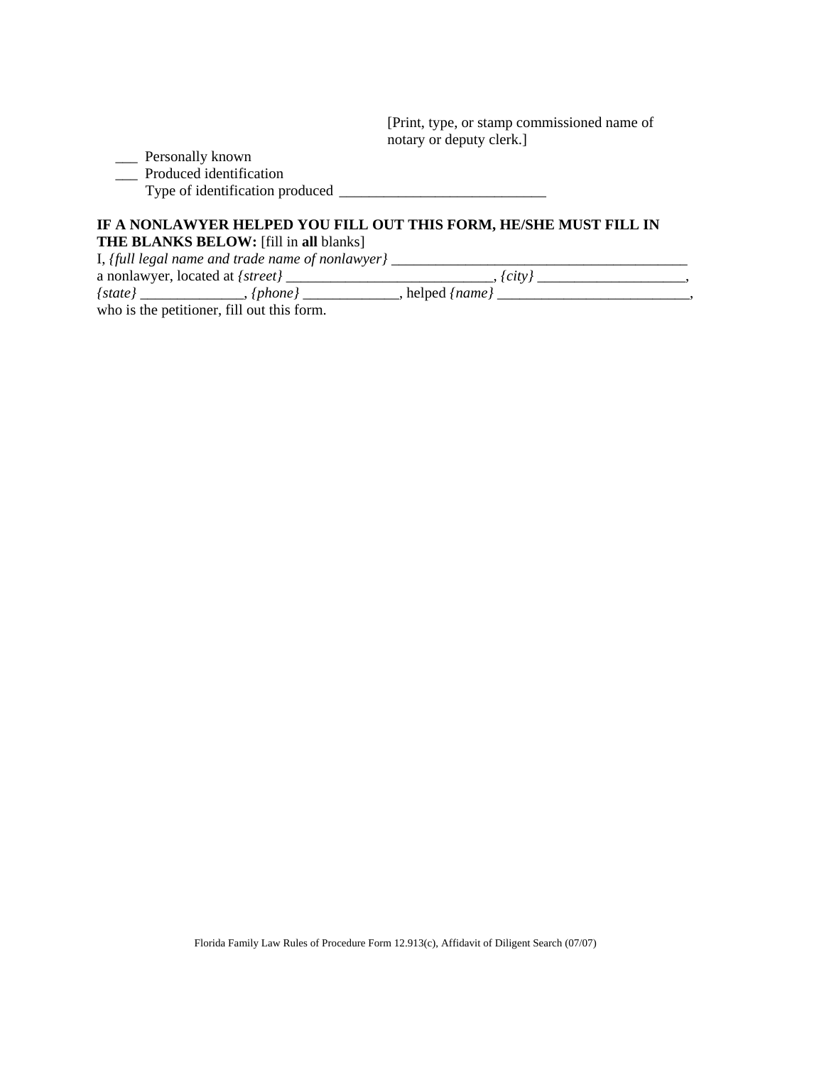[Print, type, or stamp commissioned name of notary or deputy clerk.]

\_\_\_ Personally known
\_\_\_ Produced identification
Type of identification produced \_\_\_\_\_\_\_\_\_\_\_\_\_\_\_\_\_\_\_\_\_\_\_\_\_\_\_\_

**IF A NONLAWYER HELPED YOU FILL OUT THIS FORM, HE/SHE MUST FILL IN THE BLANKS BELOW:** [fill in **all** blanks]

I, *{full legal name and trade name of nonlawyer}* \_\_\_\_\_\_\_\_\_\_\_\_\_\_\_\_\_\_\_\_\_\_\_\_\_\_\_\_\_\_\_\_\_\_\_\_\_\_\_\_\_\_ a nonlawyer, located at *{street}* \_\_\_\_\_\_\_\_\_\_\_\_\_\_\_\_\_\_\_\_\_\_\_\_\_\_\_\_\_, *{city}* \_\_\_\_\_\_\_\_\_\_\_\_\_\_\_\_\_\_\_\_, *{state}* \_\_\_\_\_\_\_\_\_\_\_\_\_\_, *{phone}* \_\_\_\_\_\_\_\_\_\_\_\_\_, helped *{name}* \_\_\_\_\_\_\_\_\_\_\_\_\_\_\_\_\_\_\_\_\_\_\_\_\_\_\_, who is the petitioner, fill out this form.

Florida Family Law Rules of Procedure Form 12.913(c), Affidavit of Diligent Search (07/07)